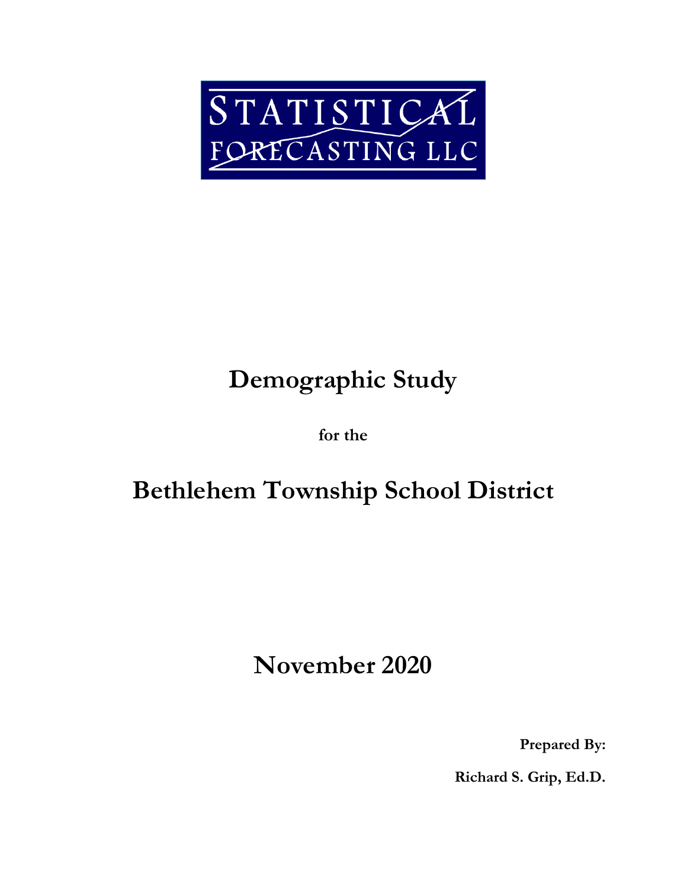STATISTICAL FORECASTING LLC

# Demographic Study

**for the**

# Bethlehem Township School District

## November 2020

**Prepared By:**

**Richard S. Grip, Ed.D.**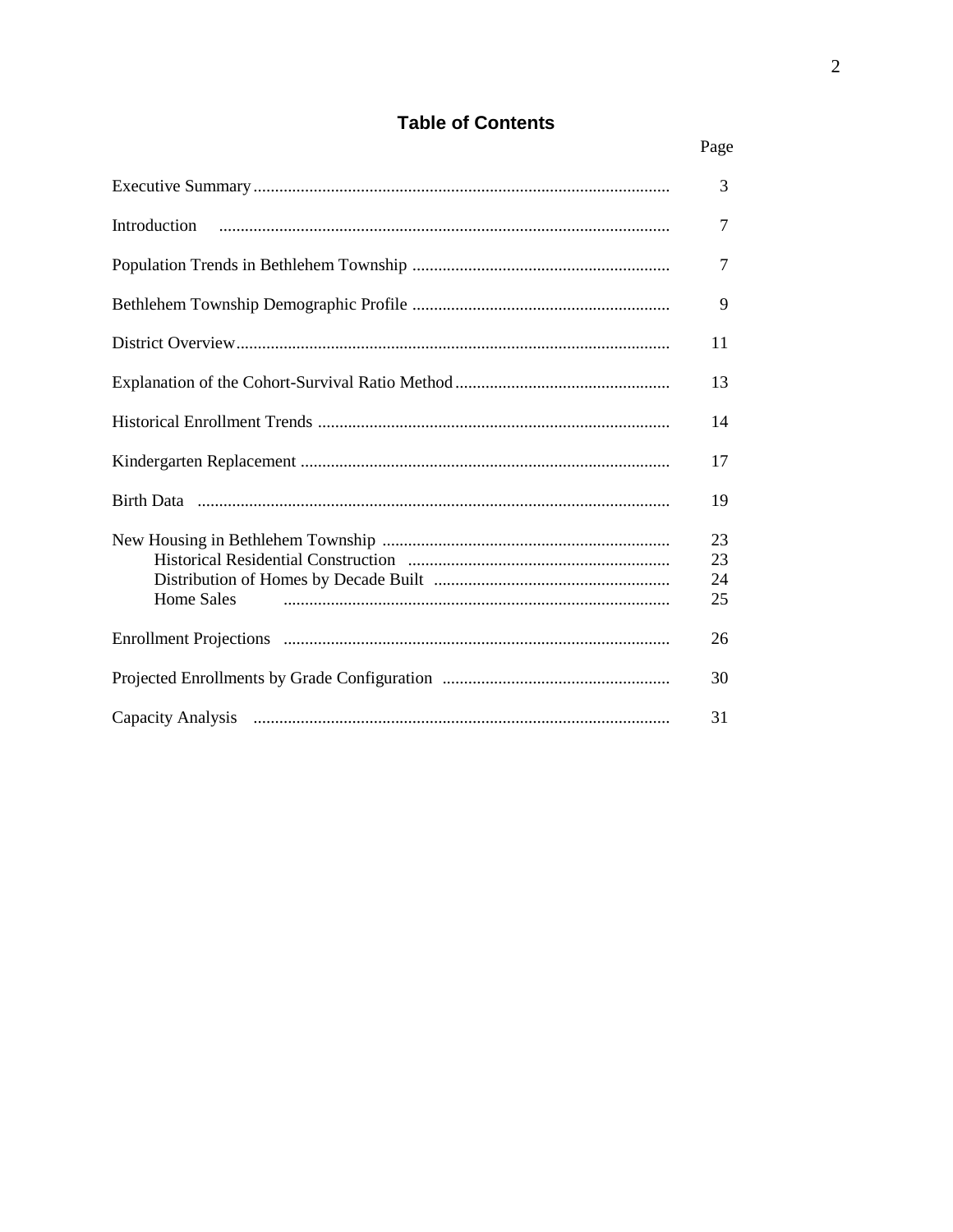# Table of Contents

| | Page |
|---|---|
| Executive Summary | 3 |
| Introduction | 7 |
| Population Trends in Bethlehem Township | 7 |
| Bethlehem Township Demographic Profile | 9 |
| District Overview | 11 |
| Explanation of the Cohort-Survival Ratio Method | 13 |
| Historical Enrollment Trends | 14 |
| Kindergarten Replacement | 17 |
| Birth Data | 19 |
| New Housing in Bethlehem Township | 23 |
| Historical Residential Construction | 23 |
| Distribution of Homes by Decade Built | 24 |
| Home Sales | 25 |
| Enrollment Projections | 26 |
| Projected Enrollments by Grade Configuration | 30 |
| Capacity Analysis | 31 |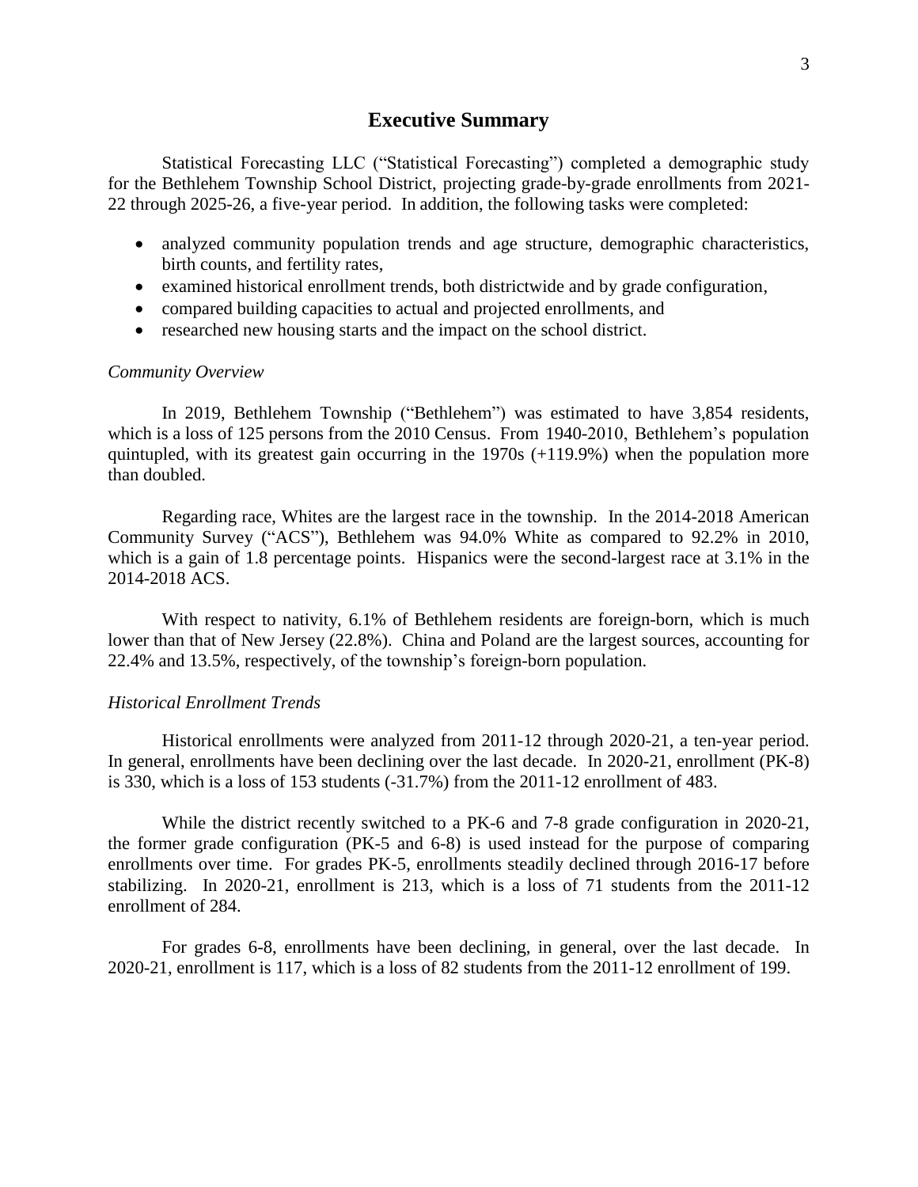## Executive Summary

Statistical Forecasting LLC ("Statistical Forecasting") completed a demographic study for the Bethlehem Township School District, projecting grade-by-grade enrollments from 2021-22 through 2025-26, a five-year period. In addition, the following tasks were completed:

- analyzed community population trends and age structure, demographic characteristics, birth counts, and fertility rates,
- examined historical enrollment trends, both districtwide and by grade configuration,
- compared building capacities to actual and projected enrollments, and
- researched new housing starts and the impact on the school district.

*Community Overview*

In 2019, Bethlehem Township ("Bethlehem") was estimated to have 3,854 residents, which is a loss of 125 persons from the 2010 Census. From 1940-2010, Bethlehem's population quintupled, with its greatest gain occurring in the 1970s (+119.9%) when the population more than doubled.

Regarding race, Whites are the largest race in the township. In the 2014-2018 American Community Survey ("ACS"), Bethlehem was 94.0% White as compared to 92.2% in 2010, which is a gain of 1.8 percentage points. Hispanics were the second-largest race at 3.1% in the 2014-2018 ACS.

With respect to nativity, 6.1% of Bethlehem residents are foreign-born, which is much lower than that of New Jersey (22.8%). China and Poland are the largest sources, accounting for 22.4% and 13.5%, respectively, of the township's foreign-born population.

*Historical Enrollment Trends*

Historical enrollments were analyzed from 2011-12 through 2020-21, a ten-year period. In general, enrollments have been declining over the last decade. In 2020-21, enrollment (PK-8) is 330, which is a loss of 153 students (-31.7%) from the 2011-12 enrollment of 483.

While the district recently switched to a PK-6 and 7-8 grade configuration in 2020-21, the former grade configuration (PK-5 and 6-8) is used instead for the purpose of comparing enrollments over time. For grades PK-5, enrollments steadily declined through 2016-17 before stabilizing. In 2020-21, enrollment is 213, which is a loss of 71 students from the 2011-12 enrollment of 284.

For grades 6-8, enrollments have been declining, in general, over the last decade. In 2020-21, enrollment is 117, which is a loss of 82 students from the 2011-12 enrollment of 199.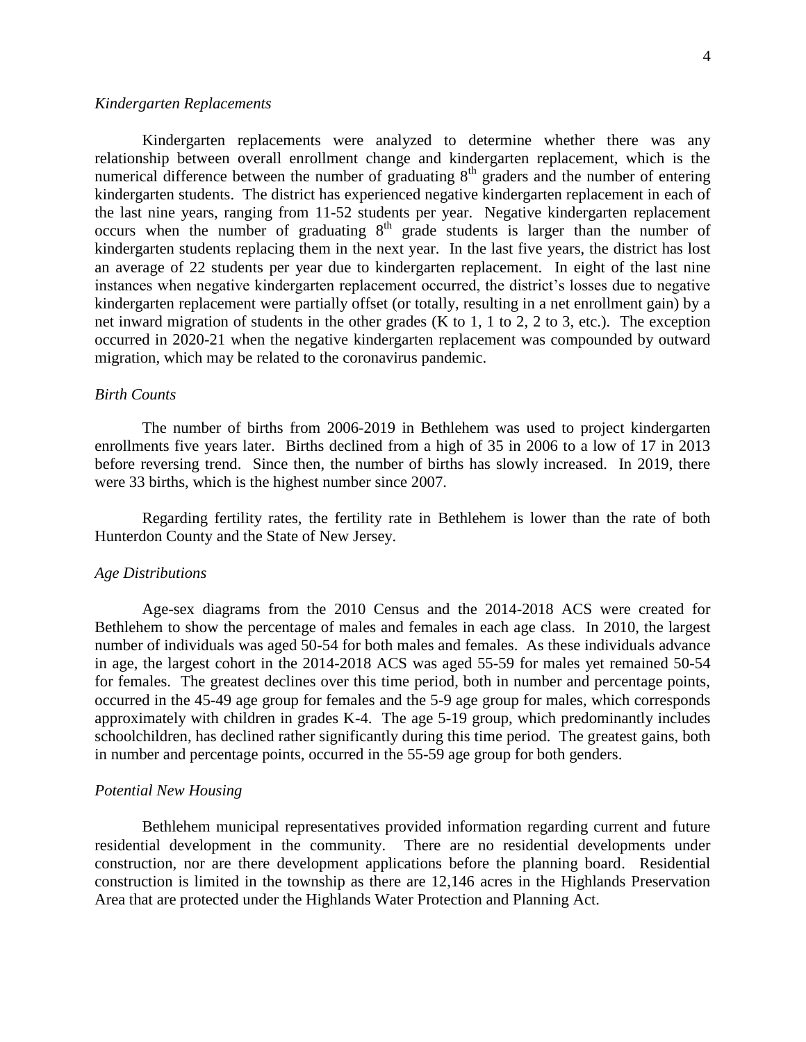*Kindergarten Replacements*

Kindergarten replacements were analyzed to determine whether there was any relationship between overall enrollment change and kindergarten replacement, which is the numerical difference between the number of graduating 8th graders and the number of entering kindergarten students. The district has experienced negative kindergarten replacement in each of the last nine years, ranging from 11-52 students per year. Negative kindergarten replacement occurs when the number of graduating 8th grade students is larger than the number of kindergarten students replacing them in the next year. In the last five years, the district has lost an average of 22 students per year due to kindergarten replacement. In eight of the last nine instances when negative kindergarten replacement occurred, the district's losses due to negative kindergarten replacement were partially offset (or totally, resulting in a net enrollment gain) by a net inward migration of students in the other grades (K to 1, 1 to 2, 2 to 3, etc.). The exception occurred in 2020-21 when the negative kindergarten replacement was compounded by outward migration, which may be related to the coronavirus pandemic.

*Birth Counts*

The number of births from 2006-2019 in Bethlehem was used to project kindergarten enrollments five years later. Births declined from a high of 35 in 2006 to a low of 17 in 2013 before reversing trend. Since then, the number of births has slowly increased. In 2019, there were 33 births, which is the highest number since 2007.

Regarding fertility rates, the fertility rate in Bethlehem is lower than the rate of both Hunterdon County and the State of New Jersey.

*Age Distributions*

Age-sex diagrams from the 2010 Census and the 2014-2018 ACS were created for Bethlehem to show the percentage of males and females in each age class. In 2010, the largest number of individuals was aged 50-54 for both males and females. As these individuals advance in age, the largest cohort in the 2014-2018 ACS was aged 55-59 for males yet remained 50-54 for females. The greatest declines over this time period, both in number and percentage points, occurred in the 45-49 age group for females and the 5-9 age group for males, which corresponds approximately with children in grades K-4. The age 5-19 group, which predominantly includes schoolchildren, has declined rather significantly during this time period. The greatest gains, both in number and percentage points, occurred in the 55-59 age group for both genders.

*Potential New Housing*

Bethlehem municipal representatives provided information regarding current and future residential development in the community. There are no residential developments under construction, nor are there development applications before the planning board. Residential construction is limited in the township as there are 12,146 acres in the Highlands Preservation Area that are protected under the Highlands Water Protection and Planning Act.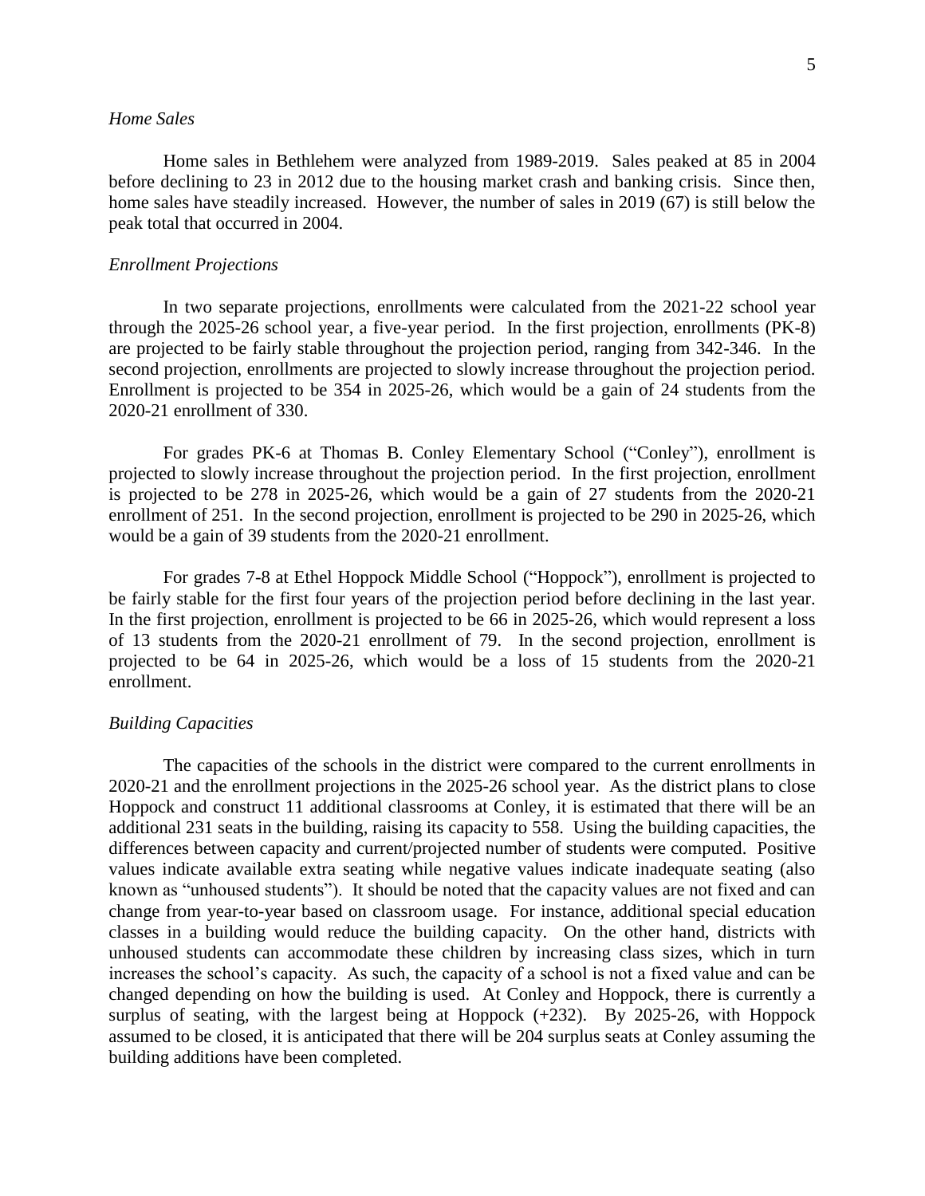*Home Sales*

Home sales in Bethlehem were analyzed from 1989-2019. Sales peaked at 85 in 2004 before declining to 23 in 2012 due to the housing market crash and banking crisis. Since then, home sales have steadily increased. However, the number of sales in 2019 (67) is still below the peak total that occurred in 2004.

*Enrollment Projections*

In two separate projections, enrollments were calculated from the 2021-22 school year through the 2025-26 school year, a five-year period. In the first projection, enrollments (PK-8) are projected to be fairly stable throughout the projection period, ranging from 342-346. In the second projection, enrollments are projected to slowly increase throughout the projection period. Enrollment is projected to be 354 in 2025-26, which would be a gain of 24 students from the 2020-21 enrollment of 330.

For grades PK-6 at Thomas B. Conley Elementary School ("Conley"), enrollment is projected to slowly increase throughout the projection period. In the first projection, enrollment is projected to be 278 in 2025-26, which would be a gain of 27 students from the 2020-21 enrollment of 251. In the second projection, enrollment is projected to be 290 in 2025-26, which would be a gain of 39 students from the 2020-21 enrollment.

For grades 7-8 at Ethel Hoppock Middle School ("Hoppock"), enrollment is projected to be fairly stable for the first four years of the projection period before declining in the last year. In the first projection, enrollment is projected to be 66 in 2025-26, which would represent a loss of 13 students from the 2020-21 enrollment of 79. In the second projection, enrollment is projected to be 64 in 2025-26, which would be a loss of 15 students from the 2020-21 enrollment.

*Building Capacities*

The capacities of the schools in the district were compared to the current enrollments in 2020-21 and the enrollment projections in the 2025-26 school year. As the district plans to close Hoppock and construct 11 additional classrooms at Conley, it is estimated that there will be an additional 231 seats in the building, raising its capacity to 558. Using the building capacities, the differences between capacity and current/projected number of students were computed. Positive values indicate available extra seating while negative values indicate inadequate seating (also known as "unhoused students"). It should be noted that the capacity values are not fixed and can change from year-to-year based on classroom usage. For instance, additional special education classes in a building would reduce the building capacity. On the other hand, districts with unhoused students can accommodate these children by increasing class sizes, which in turn increases the school's capacity. As such, the capacity of a school is not a fixed value and can be changed depending on how the building is used. At Conley and Hoppock, there is currently a surplus of seating, with the largest being at Hoppock (+232). By 2025-26, with Hoppock assumed to be closed, it is anticipated that there will be 204 surplus seats at Conley assuming the building additions have been completed.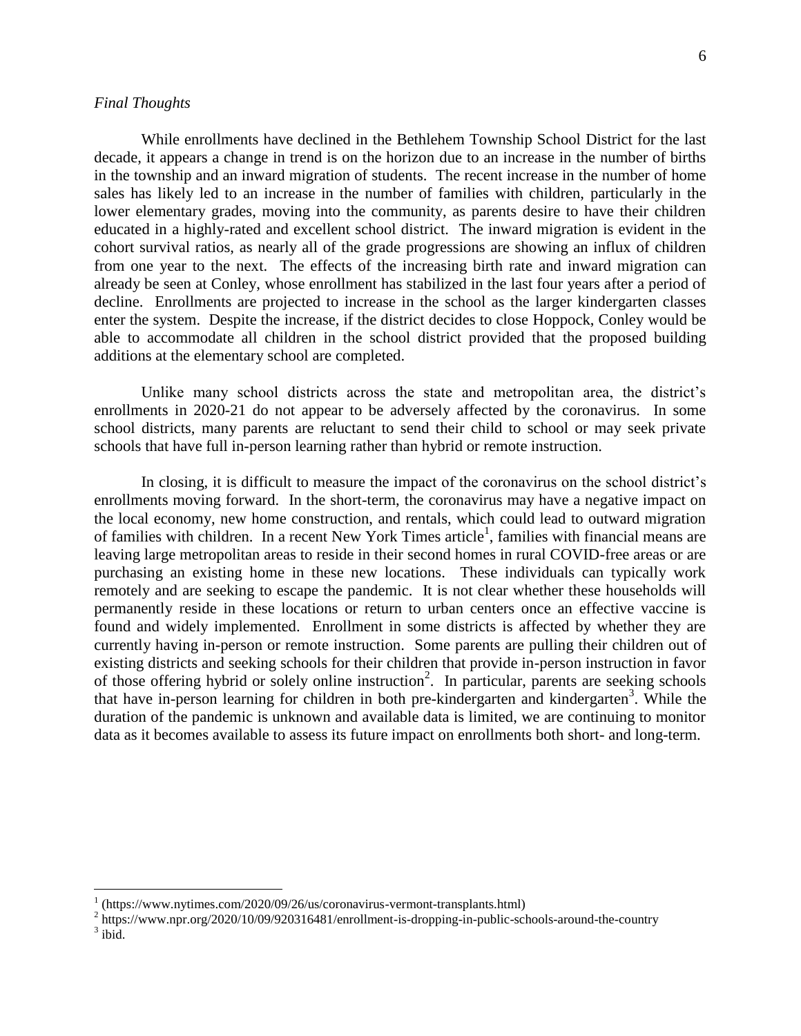*Final Thoughts*

While enrollments have declined in the Bethlehem Township School District for the last decade, it appears a change in trend is on the horizon due to an increase in the number of births in the township and an inward migration of students. The recent increase in the number of home sales has likely led to an increase in the number of families with children, particularly in the lower elementary grades, moving into the community, as parents desire to have their children educated in a highly-rated and excellent school district. The inward migration is evident in the cohort survival ratios, as nearly all of the grade progressions are showing an influx of children from one year to the next. The effects of the increasing birth rate and inward migration can already be seen at Conley, whose enrollment has stabilized in the last four years after a period of decline. Enrollments are projected to increase in the school as the larger kindergarten classes enter the system. Despite the increase, if the district decides to close Hoppock, Conley would be able to accommodate all children in the school district provided that the proposed building additions at the elementary school are completed.

Unlike many school districts across the state and metropolitan area, the district's enrollments in 2020-21 do not appear to be adversely affected by the coronavirus. In some school districts, many parents are reluctant to send their child to school or may seek private schools that have full in-person learning rather than hybrid or remote instruction.

In closing, it is difficult to measure the impact of the coronavirus on the school district's enrollments moving forward. In the short-term, the coronavirus may have a negative impact on the local economy, new home construction, and rentals, which could lead to outward migration of families with children. In a recent New York Times article[1], families with financial means are leaving large metropolitan areas to reside in their second homes in rural COVID-free areas or are purchasing an existing home in these new locations. These individuals can typically work remotely and are seeking to escape the pandemic. It is not clear whether these households will permanently reside in these locations or return to urban centers once an effective vaccine is found and widely implemented. Enrollment in some districts is affected by whether they are currently having in-person or remote instruction. Some parents are pulling their children out of existing districts and seeking schools for their children that provide in-person instruction in favor of those offering hybrid or solely online instruction[2]. In particular, parents are seeking schools that have in-person learning for children in both pre-kindergarten and kindergarten[3]. While the duration of the pandemic is unknown and available data is limited, we are continuing to monitor data as it becomes available to assess its future impact on enrollments both short- and long-term.

---

[1] (https://www.nytimes.com/2020/09/26/us/coronavirus-vermont-transplants.html)

[2] https://www.npr.org/2020/10/09/920316481/enrollment-is-dropping-in-public-schools-around-the-country

[3] ibid.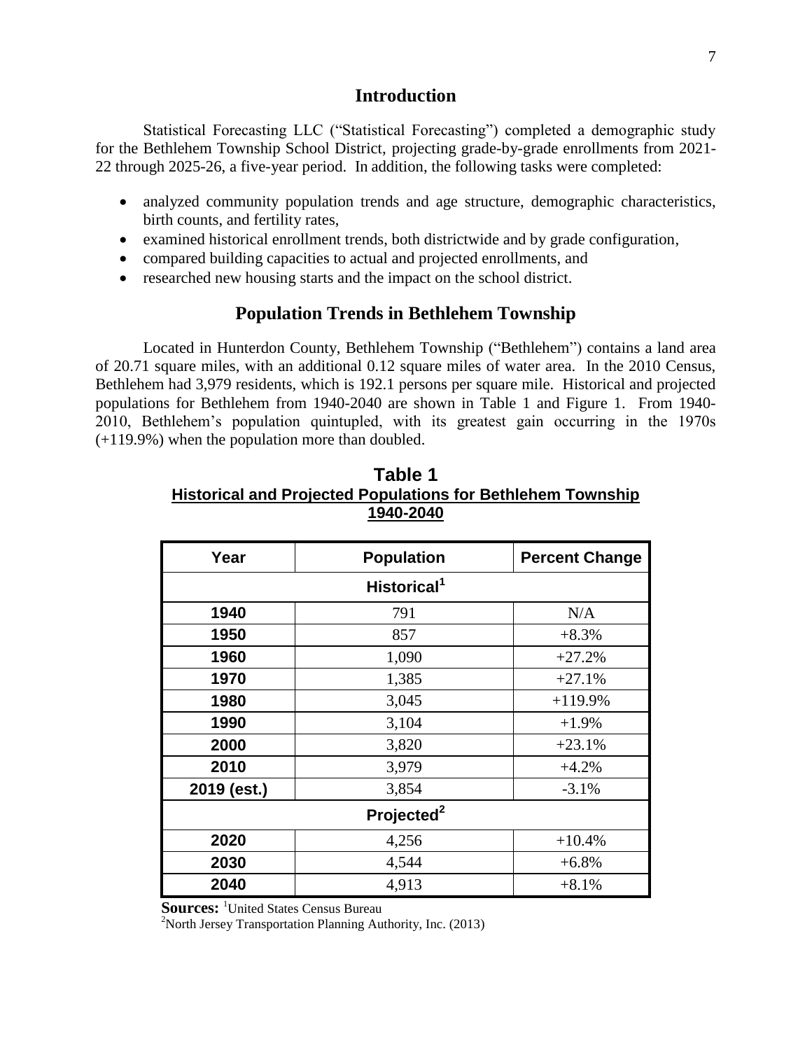## Introduction

Statistical Forecasting LLC ("Statistical Forecasting") completed a demographic study for the Bethlehem Township School District, projecting grade-by-grade enrollments from 2021-22 through 2025-26, a five-year period. In addition, the following tasks were completed:

- analyzed community population trends and age structure, demographic characteristics, birth counts, and fertility rates,
- examined historical enrollment trends, both districtwide and by grade configuration,
- compared building capacities to actual and projected enrollments, and
- researched new housing starts and the impact on the school district.

## Population Trends in Bethlehem Township

Located in Hunterdon County, Bethlehem Township ("Bethlehem") contains a land area of 20.71 square miles, with an additional 0.12 square miles of water area. In the 2010 Census, Bethlehem had 3,979 residents, which is 192.1 persons per square mile. Historical and projected populations for Bethlehem from 1940-2040 are shown in Table 1 and Figure 1. From 1940-2010, Bethlehem's population quintupled, with its greatest gain occurring in the 1970s (+119.9%) when the population more than doubled.

**Table 1**
**Historical and Projected Populations for Bethlehem Township**
**1940-2040**

| Year | Population | Percent Change |
|---|---|---|
| **Historical[1]** | | |
| **1940** | 791 | N/A |
| **1950** | 857 | +8.3% |
| **1960** | 1,090 | +27.2% |
| **1970** | 1,385 | +27.1% |
| **1980** | 3,045 | +119.9% |
| **1990** | 3,104 | +1.9% |
| **2000** | 3,820 | +23.1% |
| **2010** | 3,979 | +4.2% |
| **2019 (est.)** | 3,854 | -3.1% |
| **Projected[2]** | | |
| **2020** | 4,256 | +10.4% |
| **2030** | 4,544 | +6.8% |
| **2040** | 4,913 | +8.1% |

**Sources:** [1]United States Census Bureau
[2]North Jersey Transportation Planning Authority, Inc. (2013)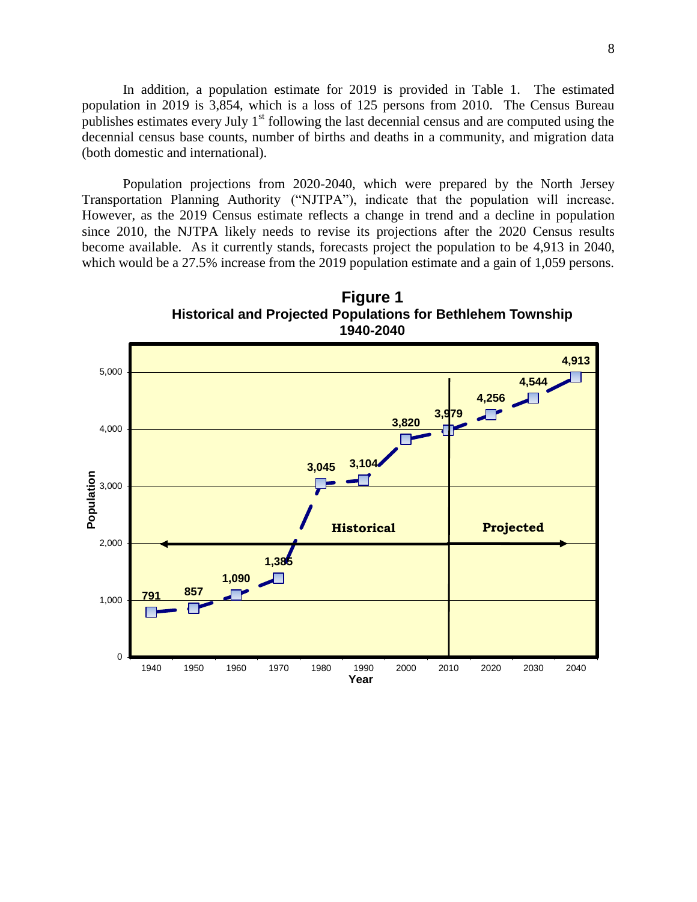In addition, a population estimate for 2019 is provided in Table 1. The estimated population in 2019 is 3,854, which is a loss of 125 persons from 2010. The Census Bureau publishes estimates every July 1st following the last decennial census and are computed using the decennial census base counts, number of births and deaths in a community, and migration data (both domestic and international).

Population projections from 2020-2040, which were prepared by the North Jersey Transportation Planning Authority ("NJTPA"), indicate that the population will increase. However, as the 2019 Census estimate reflects a change in trend and a decline in population since 2010, the NJTPA likely needs to revise its projections after the 2020 Census results become available. As it currently stands, forecasts project the population to be 4,913 in 2040, which would be a 27.5% increase from the 2019 population estimate and a gain of 1,059 persons.

**Figure 1**
**Historical and Projected Populations for Bethlehem Township**
**1940-2040**

| Year | Population | |
|---|---|---|
| 1940 | 791 | Historical |
| 1950 | 857 | Historical |
| 1960 | 1,090 | Historical |
| 1970 | 1,385 | Historical |
| 1980 | 3,045 | Historical |
| 1990 | 3,104 | Historical |
| 2000 | 3,820 | Historical |
| 2010 | 3,979 | Historical |
| 2020 | 4,256 | Projected |
| 2030 | 4,544 | Projected |
| 2040 | 4,913 | Projected |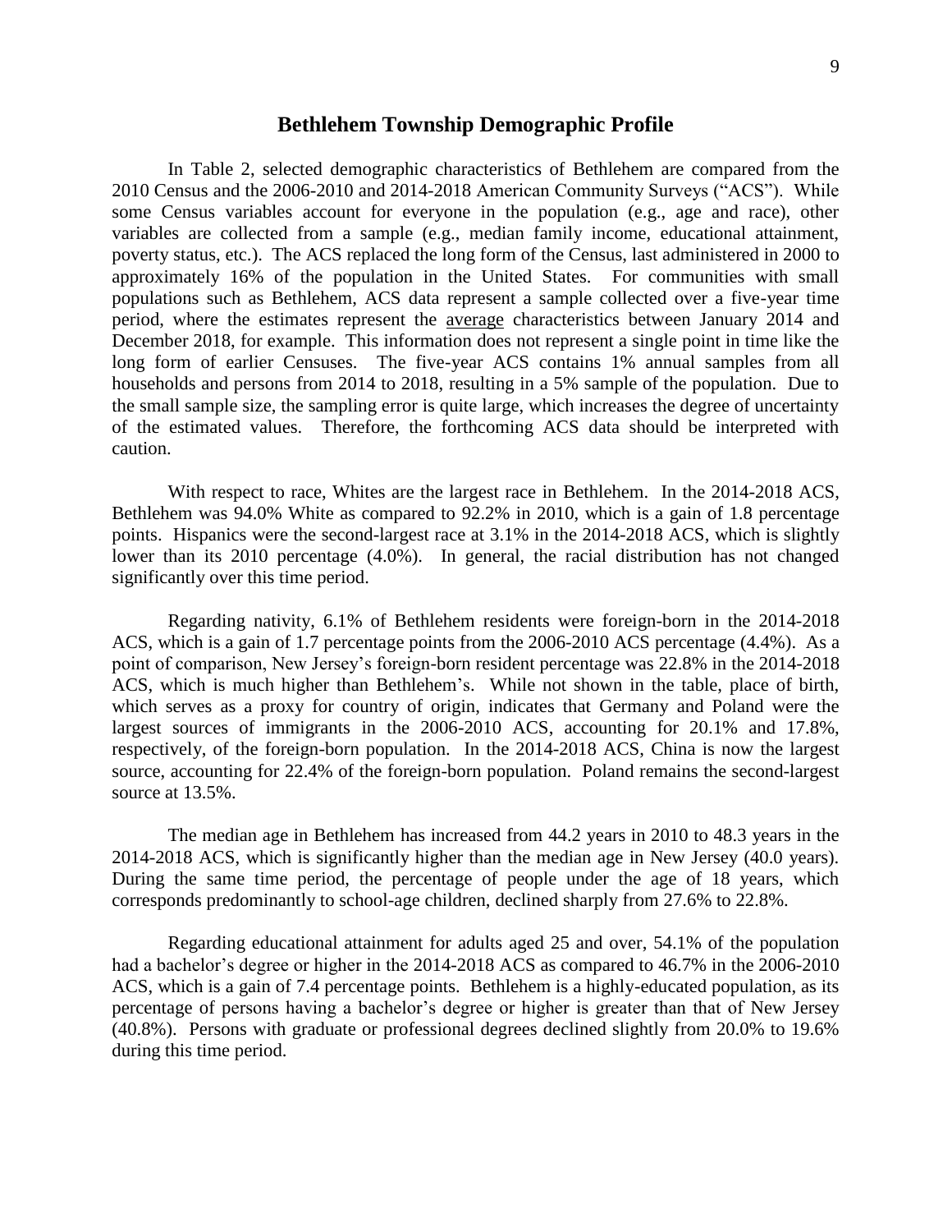## Bethlehem Township Demographic Profile

In Table 2, selected demographic characteristics of Bethlehem are compared from the 2010 Census and the 2006-2010 and 2014-2018 American Community Surveys ("ACS"). While some Census variables account for everyone in the population (e.g., age and race), other variables are collected from a sample (e.g., median family income, educational attainment, poverty status, etc.). The ACS replaced the long form of the Census, last administered in 2000 to approximately 16% of the population in the United States. For communities with small populations such as Bethlehem, ACS data represent a sample collected over a five-year time period, where the estimates represent the <u>average</u> characteristics between January 2014 and December 2018, for example. This information does not represent a single point in time like the long form of earlier Censuses. The five-year ACS contains 1% annual samples from all households and persons from 2014 to 2018, resulting in a 5% sample of the population. Due to the small sample size, the sampling error is quite large, which increases the degree of uncertainty of the estimated values. Therefore, the forthcoming ACS data should be interpreted with caution.

With respect to race, Whites are the largest race in Bethlehem. In the 2014-2018 ACS, Bethlehem was 94.0% White as compared to 92.2% in 2010, which is a gain of 1.8 percentage points. Hispanics were the second-largest race at 3.1% in the 2014-2018 ACS, which is slightly lower than its 2010 percentage (4.0%). In general, the racial distribution has not changed significantly over this time period.

Regarding nativity, 6.1% of Bethlehem residents were foreign-born in the 2014-2018 ACS, which is a gain of 1.7 percentage points from the 2006-2010 ACS percentage (4.4%). As a point of comparison, New Jersey's foreign-born resident percentage was 22.8% in the 2014-2018 ACS, which is much higher than Bethlehem's. While not shown in the table, place of birth, which serves as a proxy for country of origin, indicates that Germany and Poland were the largest sources of immigrants in the 2006-2010 ACS, accounting for 20.1% and 17.8%, respectively, of the foreign-born population. In the 2014-2018 ACS, China is now the largest source, accounting for 22.4% of the foreign-born population. Poland remains the second-largest source at 13.5%.

The median age in Bethlehem has increased from 44.2 years in 2010 to 48.3 years in the 2014-2018 ACS, which is significantly higher than the median age in New Jersey (40.0 years). During the same time period, the percentage of people under the age of 18 years, which corresponds predominantly to school-age children, declined sharply from 27.6% to 22.8%.

Regarding educational attainment for adults aged 25 and over, 54.1% of the population had a bachelor's degree or higher in the 2014-2018 ACS as compared to 46.7% in the 2006-2010 ACS, which is a gain of 7.4 percentage points. Bethlehem is a highly-educated population, as its percentage of persons having a bachelor's degree or higher is greater than that of New Jersey (40.8%). Persons with graduate or professional degrees declined slightly from 20.0% to 19.6% during this time period.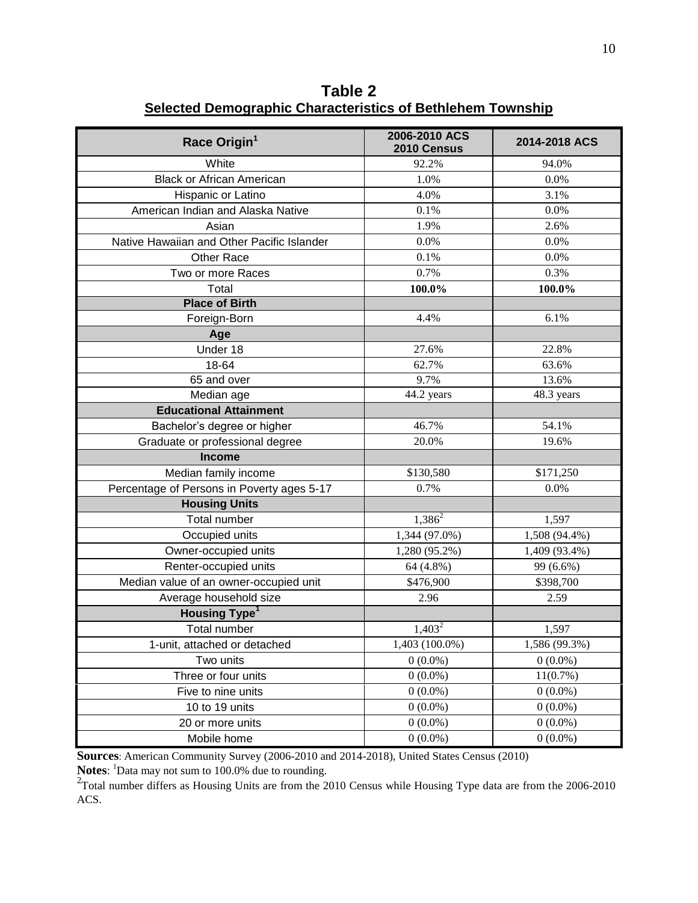**Table 2**

**Selected Demographic Characteristics of Bethlehem Township**

| Race Origin[1] | 2006-2010 ACS 2010 Census | 2014-2018 ACS |
|---|---|---|
| White | 92.2% | 94.0% |
| Black or African American | 1.0% | 0.0% |
| Hispanic or Latino | 4.0% | 3.1% |
| American Indian and Alaska Native | 0.1% | 0.0% |
| Asian | 1.9% | 2.6% |
| Native Hawaiian and Other Pacific Islander | 0.0% | 0.0% |
| Other Race | 0.1% | 0.0% |
| Two or more Races | 0.7% | 0.3% |
| Total | **100.0%** | **100.0%** |
| **Place of Birth** | | |
| Foreign-Born | 4.4% | 6.1% |
| **Age** | | |
| Under 18 | 27.6% | 22.8% |
| 18-64 | 62.7% | 63.6% |
| 65 and over | 9.7% | 13.6% |
| Median age | 44.2 years | 48.3 years |
| **Educational Attainment** | | |
| Bachelor's degree or higher | 46.7% | 54.1% |
| Graduate or professional degree | 20.0% | 19.6% |
| **Income** | | |
| Median family income | $130,580 | $171,250 |
| Percentage of Persons in Poverty ages 5-17 | 0.7% | 0.0% |
| **Housing Units** | | |
| Total number | 1,386[2] | 1,597 |
| Occupied units | 1,344 (97.0%) | 1,508 (94.4%) |
| Owner-occupied units | 1,280 (95.2%) | 1,409 (93.4%) |
| Renter-occupied units | 64 (4.8%) | 99 (6.6%) |
| Median value of an owner-occupied unit | $476,900 | $398,700 |
| Average household size | 2.96 | 2.59 |
| **Housing Type[1]** | | |
| Total number | 1,403[2] | 1,597 |
| 1-unit, attached or detached | 1,403 (100.0%) | 1,586 (99.3%) |
| Two units | 0 (0.0%) | 0 (0.0%) |
| Three or four units | 0 (0.0%) | 11(0.7%) |
| Five to nine units | 0 (0.0%) | 0 (0.0%) |
| 10 to 19 units | 0 (0.0%) | 0 (0.0%) |
| 20 or more units | 0 (0.0%) | 0 (0.0%) |
| Mobile home | 0 (0.0%) | 0 (0.0%) |

**Sources**: American Community Survey (2006-2010 and 2014-2018), United States Census (2010)

**Notes**: [1]Data may not sum to 100.0% due to rounding.

[2]Total number differs as Housing Units are from the 2010 Census while Housing Type data are from the 2006-2010 ACS.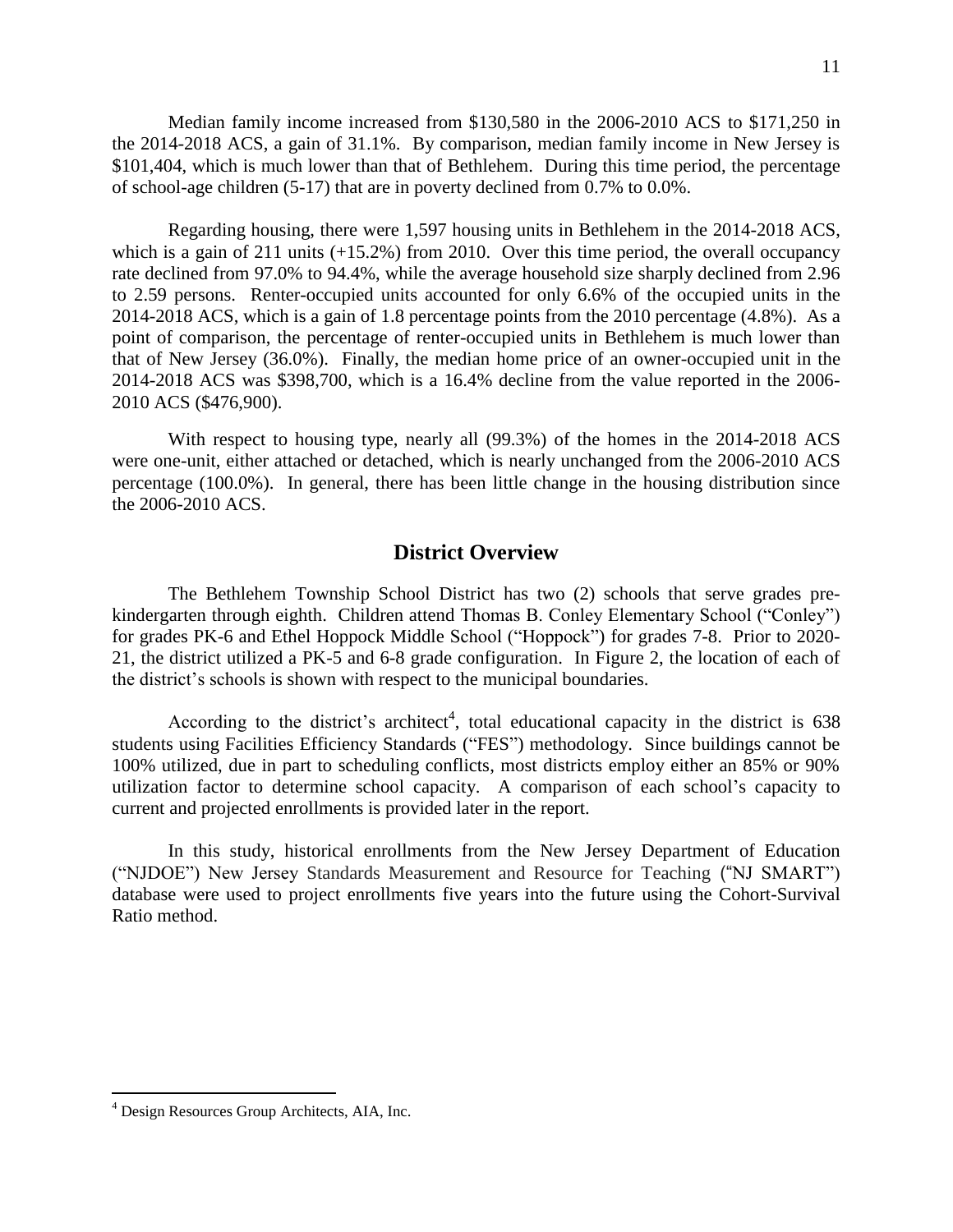Median family income increased from $130,580 in the 2006-2010 ACS to $171,250 in the 2014-2018 ACS, a gain of 31.1%. By comparison, median family income in New Jersey is $101,404, which is much lower than that of Bethlehem. During this time period, the percentage of school-age children (5-17) that are in poverty declined from 0.7% to 0.0%.

Regarding housing, there were 1,597 housing units in Bethlehem in the 2014-2018 ACS, which is a gain of 211 units (+15.2%) from 2010. Over this time period, the overall occupancy rate declined from 97.0% to 94.4%, while the average household size sharply declined from 2.96 to 2.59 persons. Renter-occupied units accounted for only 6.6% of the occupied units in the 2014-2018 ACS, which is a gain of 1.8 percentage points from the 2010 percentage (4.8%). As a point of comparison, the percentage of renter-occupied units in Bethlehem is much lower than that of New Jersey (36.0%). Finally, the median home price of an owner-occupied unit in the 2014-2018 ACS was $398,700, which is a 16.4% decline from the value reported in the 2006-2010 ACS ($476,900).

With respect to housing type, nearly all (99.3%) of the homes in the 2014-2018 ACS were one-unit, either attached or detached, which is nearly unchanged from the 2006-2010 ACS percentage (100.0%). In general, there has been little change in the housing distribution since the 2006-2010 ACS.

## District Overview

The Bethlehem Township School District has two (2) schools that serve grades pre-kindergarten through eighth. Children attend Thomas B. Conley Elementary School ("Conley") for grades PK-6 and Ethel Hoppock Middle School ("Hoppock") for grades 7-8. Prior to 2020-21, the district utilized a PK-5 and 6-8 grade configuration. In Figure 2, the location of each of the district's schools is shown with respect to the municipal boundaries.

According to the district's architect[4], total educational capacity in the district is 638 students using Facilities Efficiency Standards ("FES") methodology. Since buildings cannot be 100% utilized, due in part to scheduling conflicts, most districts employ either an 85% or 90% utilization factor to determine school capacity. A comparison of each school's capacity to current and projected enrollments is provided later in the report.

In this study, historical enrollments from the New Jersey Department of Education ("NJDOE") New Jersey Standards Measurement and Resource for Teaching ("NJ SMART") database were used to project enrollments five years into the future using the Cohort-Survival Ratio method.

[4] Design Resources Group Architects, AIA, Inc.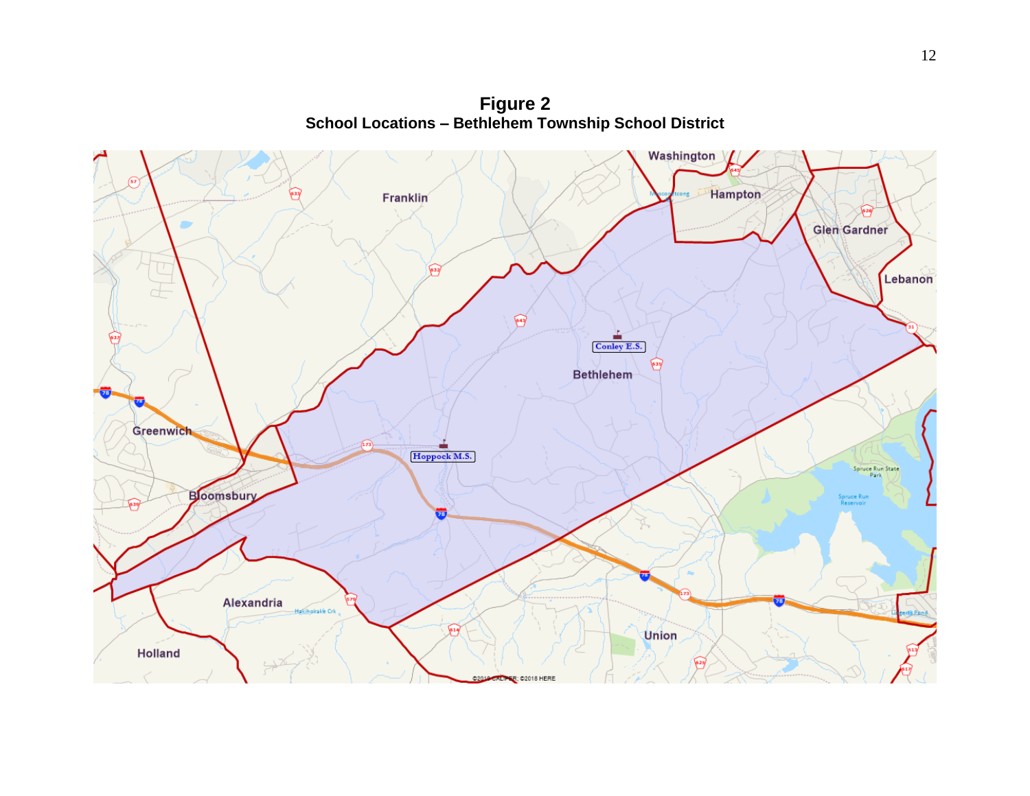**Figure 2**
**School Locations – Bethlehem Township School District**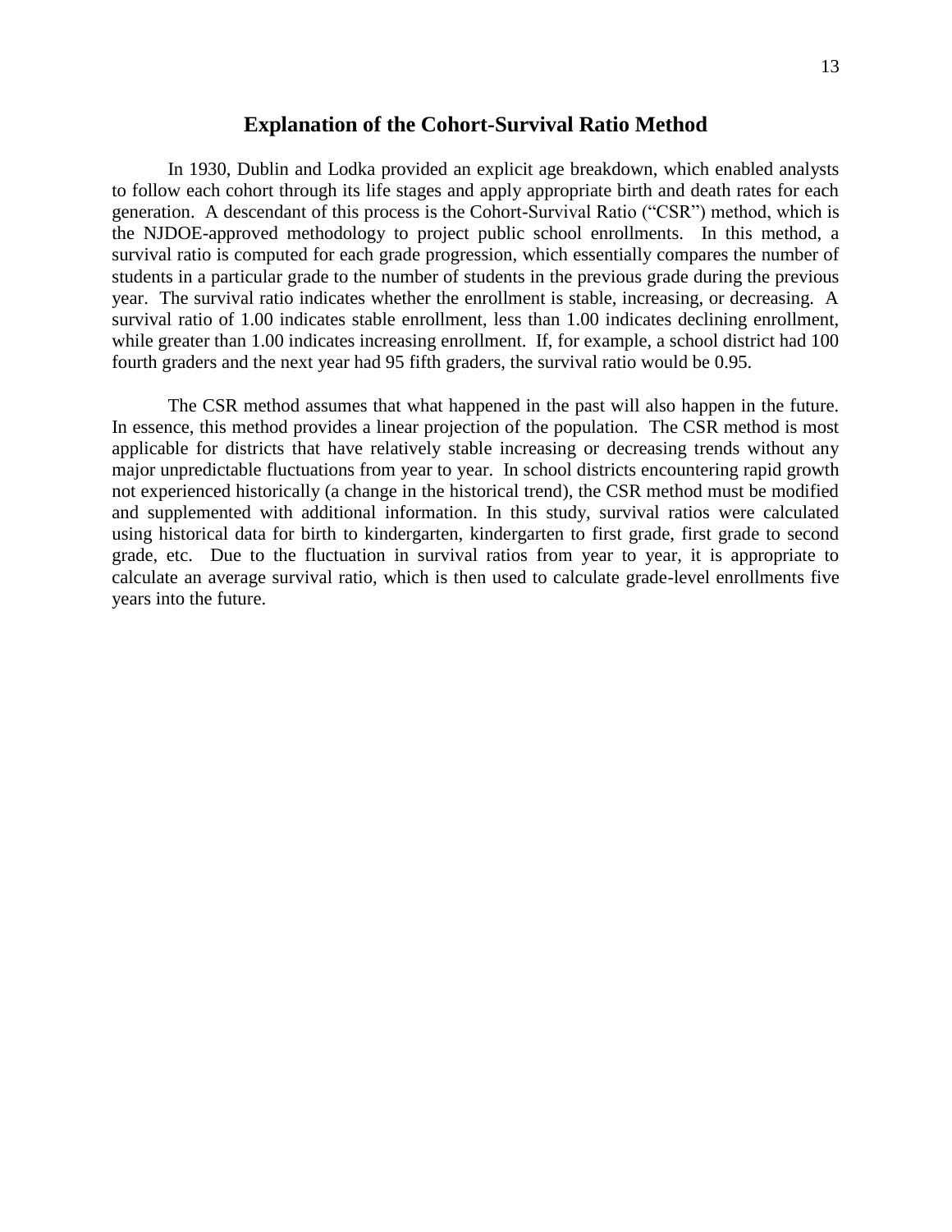## Explanation of the Cohort-Survival Ratio Method

In 1930, Dublin and Lodka provided an explicit age breakdown, which enabled analysts to follow each cohort through its life stages and apply appropriate birth and death rates for each generation. A descendant of this process is the Cohort-Survival Ratio ("CSR") method, which is the NJDOE-approved methodology to project public school enrollments. In this method, a survival ratio is computed for each grade progression, which essentially compares the number of students in a particular grade to the number of students in the previous grade during the previous year. The survival ratio indicates whether the enrollment is stable, increasing, or decreasing. A survival ratio of 1.00 indicates stable enrollment, less than 1.00 indicates declining enrollment, while greater than 1.00 indicates increasing enrollment. If, for example, a school district had 100 fourth graders and the next year had 95 fifth graders, the survival ratio would be 0.95.

The CSR method assumes that what happened in the past will also happen in the future. In essence, this method provides a linear projection of the population. The CSR method is most applicable for districts that have relatively stable increasing or decreasing trends without any major unpredictable fluctuations from year to year. In school districts encountering rapid growth not experienced historically (a change in the historical trend), the CSR method must be modified and supplemented with additional information. In this study, survival ratios were calculated using historical data for birth to kindergarten, kindergarten to first grade, first grade to second grade, etc. Due to the fluctuation in survival ratios from year to year, it is appropriate to calculate an average survival ratio, which is then used to calculate grade-level enrollments five years into the future.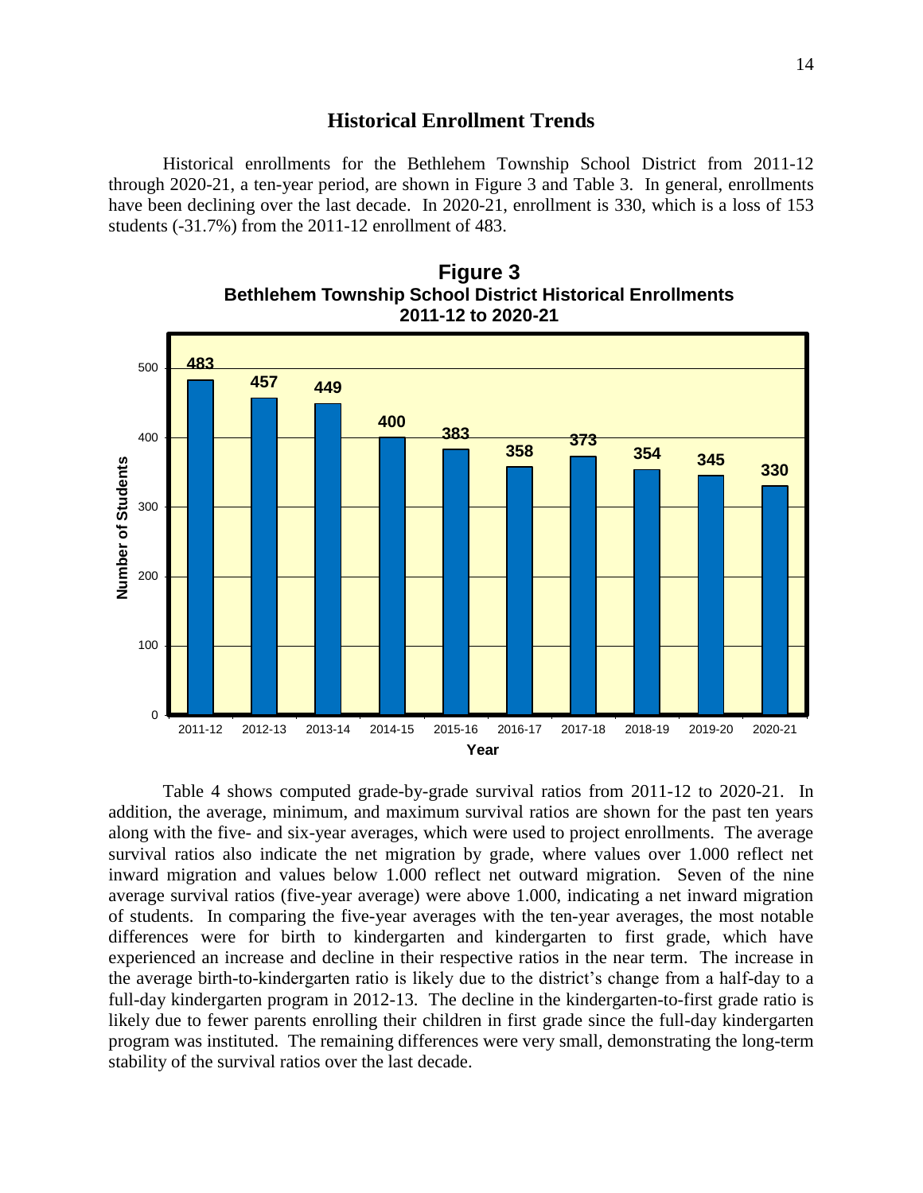## Historical Enrollment Trends

Historical enrollments for the Bethlehem Township School District from 2011-12 through 2020-21, a ten-year period, are shown in Figure 3 and Table 3. In general, enrollments have been declining over the last decade. In 2020-21, enrollment is 330, which is a loss of 153 students (-31.7%) from the 2011-12 enrollment of 483.

**Figure 3**
**Bethlehem Township School District Historical Enrollments 2011-12 to 2020-21**

| Year | Number of Students |
|---|---|
| 2011-12 | 483 |
| 2012-13 | 457 |
| 2013-14 | 449 |
| 2014-15 | 400 |
| 2015-16 | 383 |
| 2016-17 | 358 |
| 2017-18 | 373 |
| 2018-19 | 354 |
| 2019-20 | 345 |
| 2020-21 | 330 |

Table 4 shows computed grade-by-grade survival ratios from 2011-12 to 2020-21. In addition, the average, minimum, and maximum survival ratios are shown for the past ten years along with the five- and six-year averages, which were used to project enrollments. The average survival ratios also indicate the net migration by grade, where values over 1.000 reflect net inward migration and values below 1.000 reflect net outward migration. Seven of the nine average survival ratios (five-year average) were above 1.000, indicating a net inward migration of students. In comparing the five-year averages with the ten-year averages, the most notable differences were for birth to kindergarten and kindergarten to first grade, which have experienced an increase and decline in their respective ratios in the near term. The increase in the average birth-to-kindergarten ratio is likely due to the district's change from a half-day to a full-day kindergarten program in 2012-13. The decline in the kindergarten-to-first grade ratio is likely due to fewer parents enrolling their children in first grade since the full-day kindergarten program was instituted. The remaining differences were very small, demonstrating the long-term stability of the survival ratios over the last decade.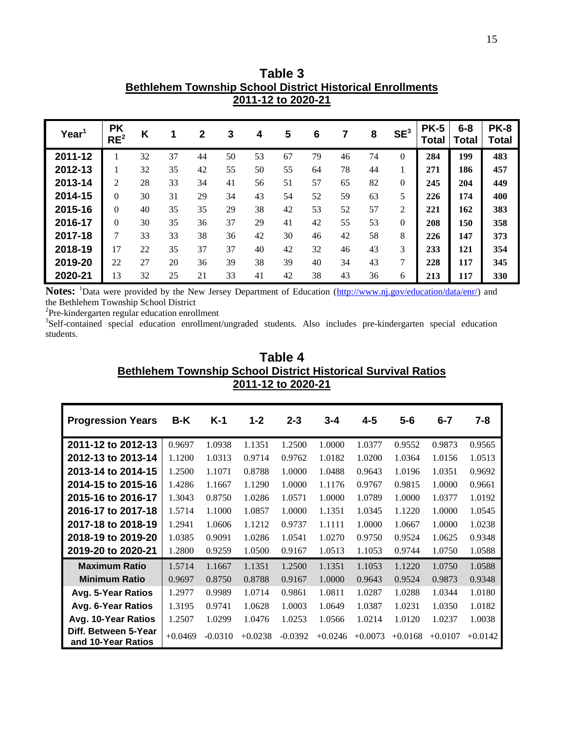## Table 3
## Bethlehem Township School District Historical Enrollments
## 2011-12 to 2020-21

| Year[1] | PK RE[2] | K | 1 | 2 | 3 | 4 | 5 | 6 | 7 | 8 | SE[3] | PK-5 Total | 6-8 Total | PK-8 Total |
|---|---|---|---|---|---|---|---|---|---|---|---|---|---|---|
| 2011-12 | 1 | 32 | 37 | 44 | 50 | 53 | 67 | 79 | 46 | 74 | 0 | **284** | **199** | **483** |
| 2012-13 | 1 | 32 | 35 | 42 | 55 | 50 | 55 | 64 | 78 | 44 | 1 | **271** | **186** | **457** |
| 2013-14 | 2 | 28 | 33 | 34 | 41 | 56 | 51 | 57 | 65 | 82 | 0 | **245** | **204** | **449** |
| 2014-15 | 0 | 30 | 31 | 29 | 34 | 43 | 54 | 52 | 59 | 63 | 5 | **226** | **174** | **400** |
| 2015-16 | 0 | 40 | 35 | 35 | 29 | 38 | 42 | 53 | 52 | 57 | 2 | **221** | **162** | **383** |
| 2016-17 | 0 | 30 | 35 | 36 | 37 | 29 | 41 | 42 | 55 | 53 | 0 | **208** | **150** | **358** |
| 2017-18 | 7 | 33 | 33 | 38 | 36 | 42 | 30 | 46 | 42 | 58 | 8 | **226** | **147** | **373** |
| 2018-19 | 17 | 22 | 35 | 37 | 37 | 40 | 42 | 32 | 46 | 43 | 3 | **233** | **121** | **354** |
| 2019-20 | 22 | 27 | 20 | 36 | 39 | 38 | 39 | 40 | 34 | 43 | 7 | **228** | **117** | **345** |
| 2020-21 | 13 | 32 | 25 | 21 | 33 | 41 | 42 | 38 | 43 | 36 | 6 | **213** | **117** | **330** |

**Notes:** [1]Data were provided by the New Jersey Department of Education (http://www.nj.gov/education/data/enr/) and the Bethlehem Township School District

[2]Pre-kindergarten regular education enrollment

[3]Self-contained special education enrollment/ungraded students. Also includes pre-kindergarten special education students.

## Table 4
## Bethlehem Township School District Historical Survival Ratios
## 2011-12 to 2020-21

| Progression Years | B-K | K-1 | 1-2 | 2-3 | 3-4 | 4-5 | 5-6 | 6-7 | 7-8 |
|---|---|---|---|---|---|---|---|---|---|
| 2011-12 to 2012-13 | 0.9697 | 1.0938 | 1.1351 | 1.2500 | 1.0000 | 1.0377 | 0.9552 | 0.9873 | 0.9565 |
| 2012-13 to 2013-14 | 1.1200 | 1.0313 | 0.9714 | 0.9762 | 1.0182 | 1.0200 | 1.0364 | 1.0156 | 1.0513 |
| 2013-14 to 2014-15 | 1.2500 | 1.1071 | 0.8788 | 1.0000 | 1.0488 | 0.9643 | 1.0196 | 1.0351 | 0.9692 |
| 2014-15 to 2015-16 | 1.4286 | 1.1667 | 1.1290 | 1.0000 | 1.1176 | 0.9767 | 0.9815 | 1.0000 | 0.9661 |
| 2015-16 to 2016-17 | 1.3043 | 0.8750 | 1.0286 | 1.0571 | 1.0000 | 1.0789 | 1.0000 | 1.0377 | 1.0192 |
| 2016-17 to 2017-18 | 1.5714 | 1.1000 | 1.0857 | 1.0000 | 1.1351 | 1.0345 | 1.1220 | 1.0000 | 1.0545 |
| 2017-18 to 2018-19 | 1.2941 | 1.0606 | 1.1212 | 0.9737 | 1.1111 | 1.0000 | 1.0667 | 1.0000 | 1.0238 |
| 2018-19 to 2019-20 | 1.0385 | 0.9091 | 1.0286 | 1.0541 | 1.0270 | 0.9750 | 0.9524 | 1.0625 | 0.9348 |
| 2019-20 to 2020-21 | 1.2800 | 0.9259 | 1.0500 | 0.9167 | 1.0513 | 1.1053 | 0.9744 | 1.0750 | 1.0588 |
| **Maximum Ratio** | 1.5714 | 1.1667 | 1.1351 | 1.2500 | 1.1351 | 1.1053 | 1.1220 | 1.0750 | 1.0588 |
| **Minimum Ratio** | 0.9697 | 0.8750 | 0.8788 | 0.9167 | 1.0000 | 0.9643 | 0.9524 | 0.9873 | 0.9348 |
| **Avg. 5-Year Ratios** | 1.2977 | 0.9989 | 1.0714 | 0.9861 | 1.0811 | 1.0287 | 1.0288 | 1.0344 | 1.0180 |
| **Avg. 6-Year Ratios** | 1.3195 | 0.9741 | 1.0628 | 1.0003 | 1.0649 | 1.0387 | 1.0231 | 1.0350 | 1.0182 |
| **Avg. 10-Year Ratios** | 1.2507 | 1.0299 | 1.0476 | 1.0253 | 1.0566 | 1.0214 | 1.0120 | 1.0237 | 1.0038 |
| **Diff. Between 5-Year and 10-Year Ratios** | +0.0469 | -0.0310 | +0.0238 | -0.0392 | +0.0246 | +0.0073 | +0.0168 | +0.0107 | +0.0142 |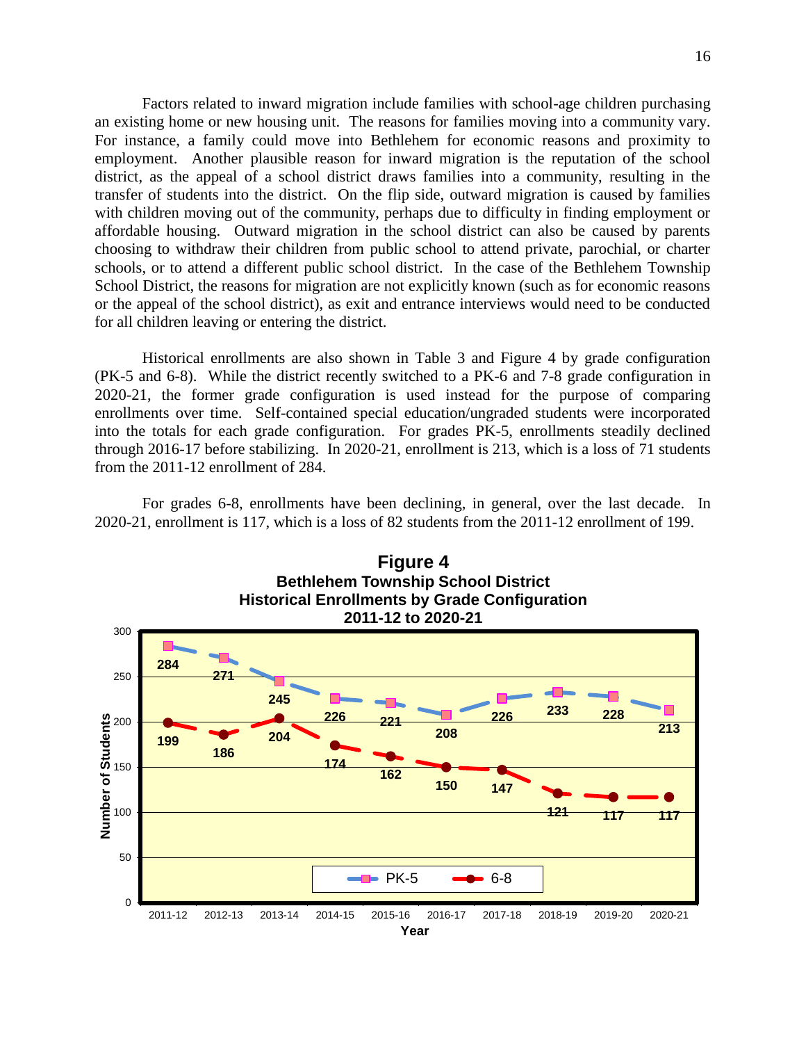Factors related to inward migration include families with school-age children purchasing an existing home or new housing unit. The reasons for families moving into a community vary. For instance, a family could move into Bethlehem for economic reasons and proximity to employment. Another plausible reason for inward migration is the reputation of the school district, as the appeal of a school district draws families into a community, resulting in the transfer of students into the district. On the flip side, outward migration is caused by families with children moving out of the community, perhaps due to difficulty in finding employment or affordable housing. Outward migration in the school district can also be caused by parents choosing to withdraw their children from public school to attend private, parochial, or charter schools, or to attend a different public school district. In the case of the Bethlehem Township School District, the reasons for migration are not explicitly known (such as for economic reasons or the appeal of the school district), as exit and entrance interviews would need to be conducted for all children leaving or entering the district.

Historical enrollments are also shown in Table 3 and Figure 4 by grade configuration (PK-5 and 6-8). While the district recently switched to a PK-6 and 7-8 grade configuration in 2020-21, the former grade configuration is used instead for the purpose of comparing enrollments over time. Self-contained special education/ungraded students were incorporated into the totals for each grade configuration. For grades PK-5, enrollments steadily declined through 2016-17 before stabilizing. In 2020-21, enrollment is 213, which is a loss of 71 students from the 2011-12 enrollment of 284.

For grades 6-8, enrollments have been declining, in general, over the last decade. In 2020-21, enrollment is 117, which is a loss of 82 students from the 2011-12 enrollment of 199.

**Figure 4**
**Bethlehem Township School District**
**Historical Enrollments by Grade Configuration**
**2011-12 to 2020-21**

| Year | PK-5 | 6-8 |
|---|---|---|
| 2011-12 | 284 | 199 |
| 2012-13 | 271 | 186 |
| 2013-14 | 245 | 204 |
| 2014-15 | 226 | 174 |
| 2015-16 | 221 | 162 |
| 2016-17 | 208 | 150 |
| 2017-18 | 226 | 147 |
| 2018-19 | 233 | 121 |
| 2019-20 | 228 | 117 |
| 2020-21 | 213 | 117 |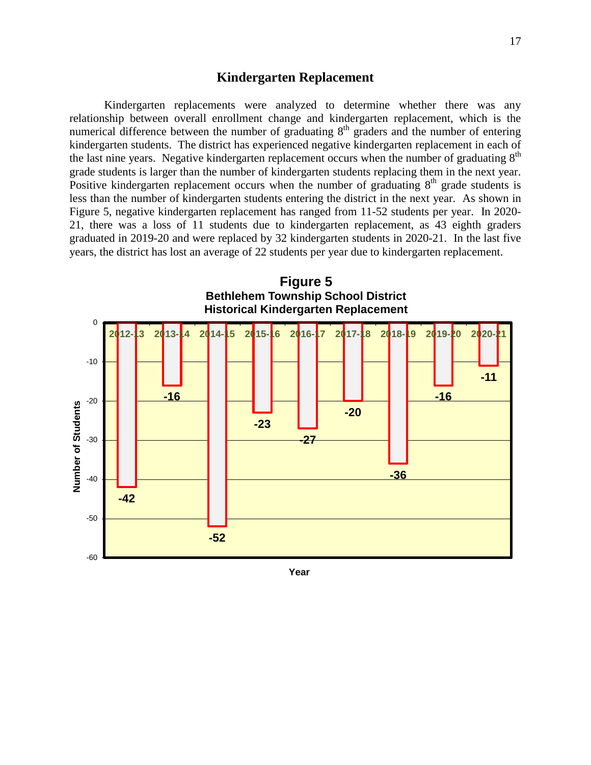## Kindergarten Replacement

Kindergarten replacements were analyzed to determine whether there was any relationship between overall enrollment change and kindergarten replacement, which is the numerical difference between the number of graduating 8th graders and the number of entering kindergarten students. The district has experienced negative kindergarten replacement in each of the last nine years. Negative kindergarten replacement occurs when the number of graduating 8th grade students is larger than the number of kindergarten students replacing them in the next year. Positive kindergarten replacement occurs when the number of graduating 8th grade students is less than the number of kindergarten students entering the district in the next year. As shown in Figure 5, negative kindergarten replacement has ranged from 11-52 students per year. In 2020-21, there was a loss of 11 students due to kindergarten replacement, as 43 eighth graders graduated in 2019-20 and were replaced by 32 kindergarten students in 2020-21. In the last five years, the district has lost an average of 22 students per year due to kindergarten replacement.

**Figure 5**
**Bethlehem Township School District**
**Historical Kindergarten Replacement**

| Year | Number of Students |
|---|---|
| 2012-13 | -42 |
| 2013-14 | -16 |
| 2014-15 | -52 |
| 2015-16 | -23 |
| 2016-17 | -27 |
| 2017-18 | -20 |
| 2018-19 | -36 |
| 2019-20 | -16 |
| 2020-21 | -11 |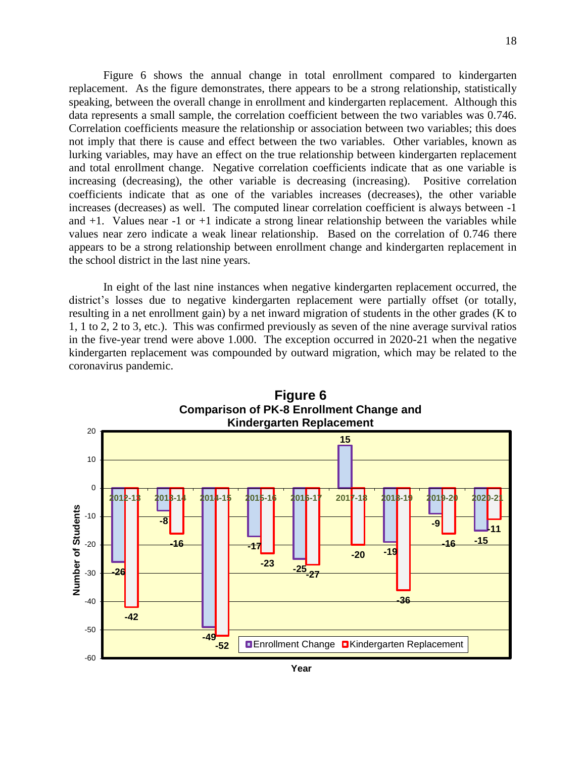Figure 6 shows the annual change in total enrollment compared to kindergarten replacement. As the figure demonstrates, there appears to be a strong relationship, statistically speaking, between the overall change in enrollment and kindergarten replacement. Although this data represents a small sample, the correlation coefficient between the two variables was 0.746. Correlation coefficients measure the relationship or association between two variables; this does not imply that there is cause and effect between the two variables. Other variables, known as lurking variables, may have an effect on the true relationship between kindergarten replacement and total enrollment change. Negative correlation coefficients indicate that as one variable is increasing (decreasing), the other variable is decreasing (increasing). Positive correlation coefficients indicate that as one of the variables increases (decreases), the other variable increases (decreases) as well. The computed linear correlation coefficient is always between -1 and +1. Values near -1 or +1 indicate a strong linear relationship between the variables while values near zero indicate a weak linear relationship. Based on the correlation of 0.746 there appears to be a strong relationship between enrollment change and kindergarten replacement in the school district in the last nine years.

In eight of the last nine instances when negative kindergarten replacement occurred, the district's losses due to negative kindergarten replacement were partially offset (or totally, resulting in a net enrollment gain) by a net inward migration of students in the other grades (K to 1, 1 to 2, 2 to 3, etc.). This was confirmed previously as seven of the nine average survival ratios in the five-year trend were above 1.000. The exception occurred in 2020-21 when the negative kindergarten replacement was compounded by outward migration, which may be related to the coronavirus pandemic.

**Figure 6**
**Comparison of PK-8 Enrollment Change and Kindergarten Replacement**

| Year | Enrollment Change | Kindergarten Replacement |
|---|---|---|
| 2012-13 | -26 | -42 |
| 2013-14 | -8 | -16 |
| 2014-15 | -49 | -52 |
| 2015-16 | -17 | -23 |
| 2016-17 | -25 | -27 |
| 2017-18 | 15 | -20 |
| 2018-19 | -19 | -36 |
| 2019-20 | -9 | -16 |
| 2020-21 | -15 | -11 |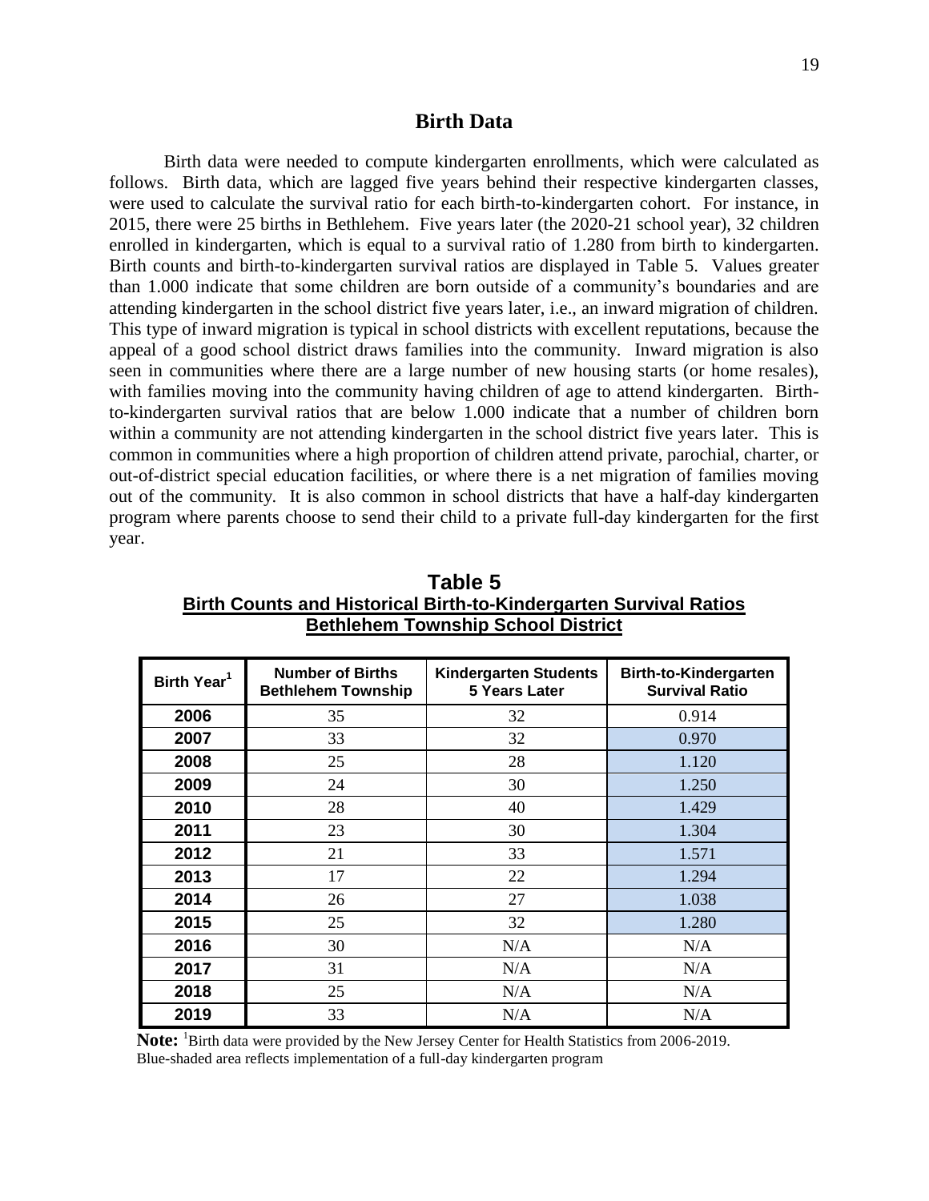## Birth Data

Birth data were needed to compute kindergarten enrollments, which were calculated as follows. Birth data, which are lagged five years behind their respective kindergarten classes, were used to calculate the survival ratio for each birth-to-kindergarten cohort. For instance, in 2015, there were 25 births in Bethlehem. Five years later (the 2020-21 school year), 32 children enrolled in kindergarten, which is equal to a survival ratio of 1.280 from birth to kindergarten. Birth counts and birth-to-kindergarten survival ratios are displayed in Table 5. Values greater than 1.000 indicate that some children are born outside of a community's boundaries and are attending kindergarten in the school district five years later, i.e., an inward migration of children. This type of inward migration is typical in school districts with excellent reputations, because the appeal of a good school district draws families into the community. Inward migration is also seen in communities where there are a large number of new housing starts (or home resales), with families moving into the community having children of age to attend kindergarten. Birth-to-kindergarten survival ratios that are below 1.000 indicate that a number of children born within a community are not attending kindergarten in the school district five years later. This is common in communities where a high proportion of children attend private, parochial, charter, or out-of-district special education facilities, or where there is a net migration of families moving out of the community. It is also common in school districts that have a half-day kindergarten program where parents choose to send their child to a private full-day kindergarten for the first year.

**Table 5**
**Birth Counts and Historical Birth-to-Kindergarten Survival Ratios**
**Bethlehem Township School District**

| Birth Year[1] | Number of Births Bethlehem Township | Kindergarten Students 5 Years Later | Birth-to-Kindergarten Survival Ratio |
|---|---|---|---|
| 2006 | 35 | 32 | 0.914 |
| 2007 | 33 | 32 | 0.970 |
| 2008 | 25 | 28 | 1.120 |
| 2009 | 24 | 30 | 1.250 |
| 2010 | 28 | 40 | 1.429 |
| 2011 | 23 | 30 | 1.304 |
| 2012 | 21 | 33 | 1.571 |
| 2013 | 17 | 22 | 1.294 |
| 2014 | 26 | 27 | 1.038 |
| 2015 | 25 | 32 | 1.280 |
| 2016 | 30 | N/A | N/A |
| 2017 | 31 | N/A | N/A |
| 2018 | 25 | N/A | N/A |
| 2019 | 33 | N/A | N/A |

**Note:** [1]Birth data were provided by the New Jersey Center for Health Statistics from 2006-2019.
Blue-shaded area reflects implementation of a full-day kindergarten program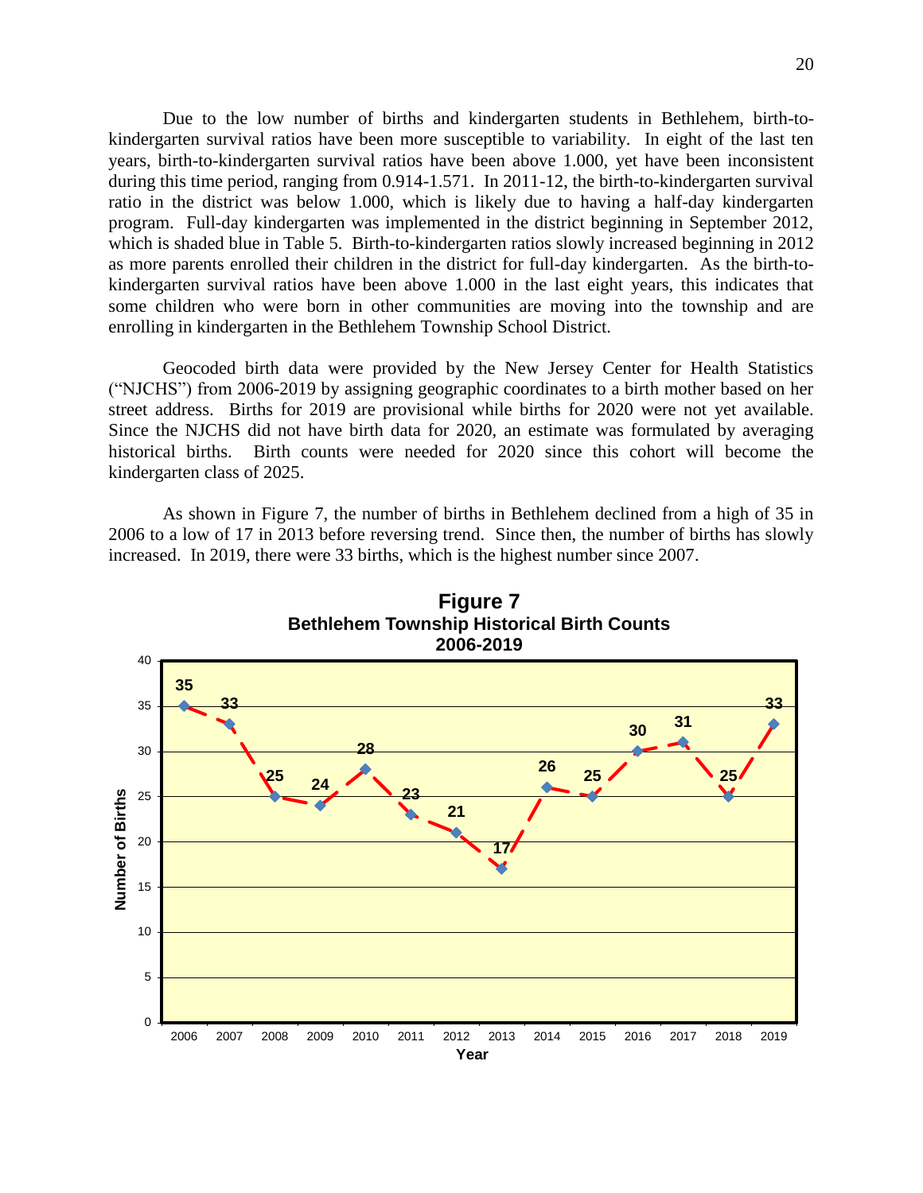Due to the low number of births and kindergarten students in Bethlehem, birth-to-kindergarten survival ratios have been more susceptible to variability. In eight of the last ten years, birth-to-kindergarten survival ratios have been above 1.000, yet have been inconsistent during this time period, ranging from 0.914-1.571. In 2011-12, the birth-to-kindergarten survival ratio in the district was below 1.000, which is likely due to having a half-day kindergarten program. Full-day kindergarten was implemented in the district beginning in September 2012, which is shaded blue in Table 5. Birth-to-kindergarten ratios slowly increased beginning in 2012 as more parents enrolled their children in the district for full-day kindergarten. As the birth-to-kindergarten survival ratios have been above 1.000 in the last eight years, this indicates that some children who were born in other communities are moving into the township and are enrolling in kindergarten in the Bethlehem Township School District.

Geocoded birth data were provided by the New Jersey Center for Health Statistics ("NJCHS") from 2006-2019 by assigning geographic coordinates to a birth mother based on her street address. Births for 2019 are provisional while births for 2020 were not yet available. Since the NJCHS did not have birth data for 2020, an estimate was formulated by averaging historical births. Birth counts were needed for 2020 since this cohort will become the kindergarten class of 2025.

As shown in Figure 7, the number of births in Bethlehem declined from a high of 35 in 2006 to a low of 17 in 2013 before reversing trend. Since then, the number of births has slowly increased. In 2019, there were 33 births, which is the highest number since 2007.

**Figure 7**
**Bethlehem Township Historical Birth Counts**
**2006-2019**

| Year | Number of Births |
|---|---|
| 2006 | 35 |
| 2007 | 33 |
| 2008 | 25 |
| 2009 | 24 |
| 2010 | 28 |
| 2011 | 23 |
| 2012 | 21 |
| 2013 | 17 |
| 2014 | 26 |
| 2015 | 25 |
| 2016 | 30 |
| 2017 | 31 |
| 2018 | 25 |
| 2019 | 33 |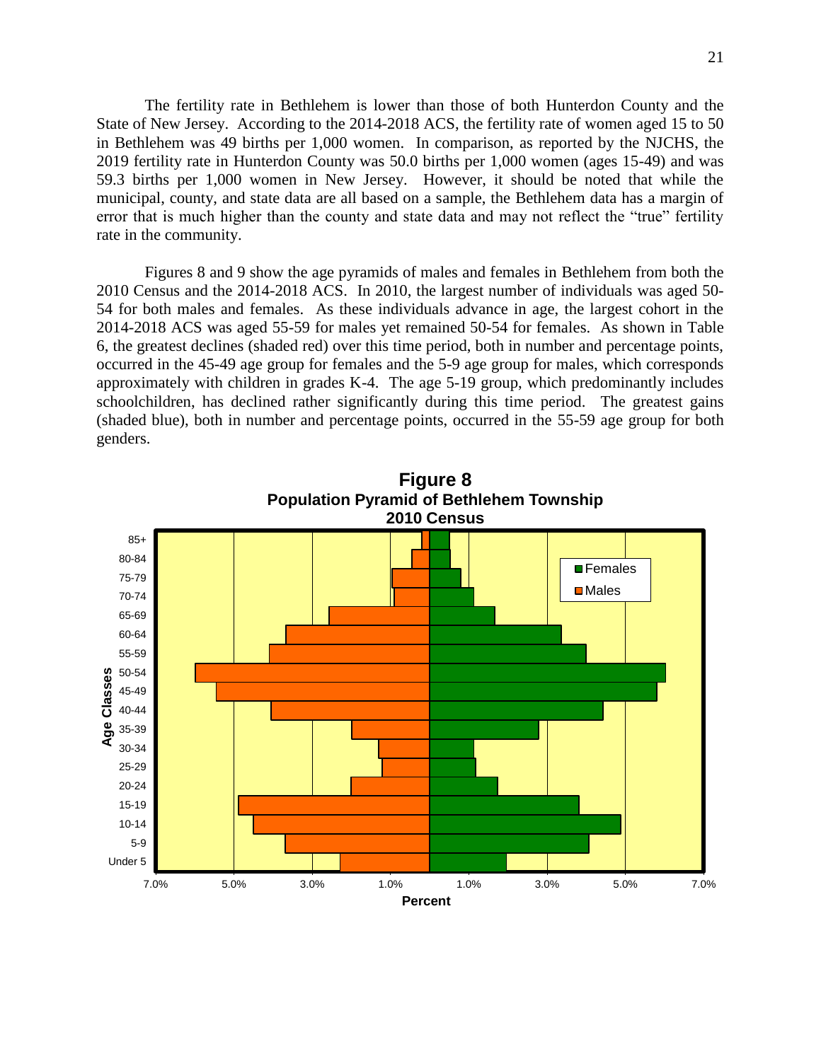The fertility rate in Bethlehem is lower than those of both Hunterdon County and the State of New Jersey. According to the 2014-2018 ACS, the fertility rate of women aged 15 to 50 in Bethlehem was 49 births per 1,000 women. In comparison, as reported by the NJCHS, the 2019 fertility rate in Hunterdon County was 50.0 births per 1,000 women (ages 15-49) and was 59.3 births per 1,000 women in New Jersey. However, it should be noted that while the municipal, county, and state data are all based on a sample, the Bethlehem data has a margin of error that is much higher than the county and state data and may not reflect the "true" fertility rate in the community.

Figures 8 and 9 show the age pyramids of males and females in Bethlehem from both the 2010 Census and the 2014-2018 ACS. In 2010, the largest number of individuals was aged 50-54 for both males and females. As these individuals advance in age, the largest cohort in the 2014-2018 ACS was aged 55-59 for males yet remained 50-54 for females. As shown in Table 6, the greatest declines (shaded red) over this time period, both in number and percentage points, occurred in the 45-49 age group for females and the 5-9 age group for males, which corresponds approximately with children in grades K-4. The age 5-19 group, which predominantly includes schoolchildren, has declined rather significantly during this time period. The greatest gains (shaded blue), both in number and percentage points, occurred in the 55-59 age group for both genders.

**Figure 8**
**Population Pyramid of Bethlehem Township**
**2010 Census**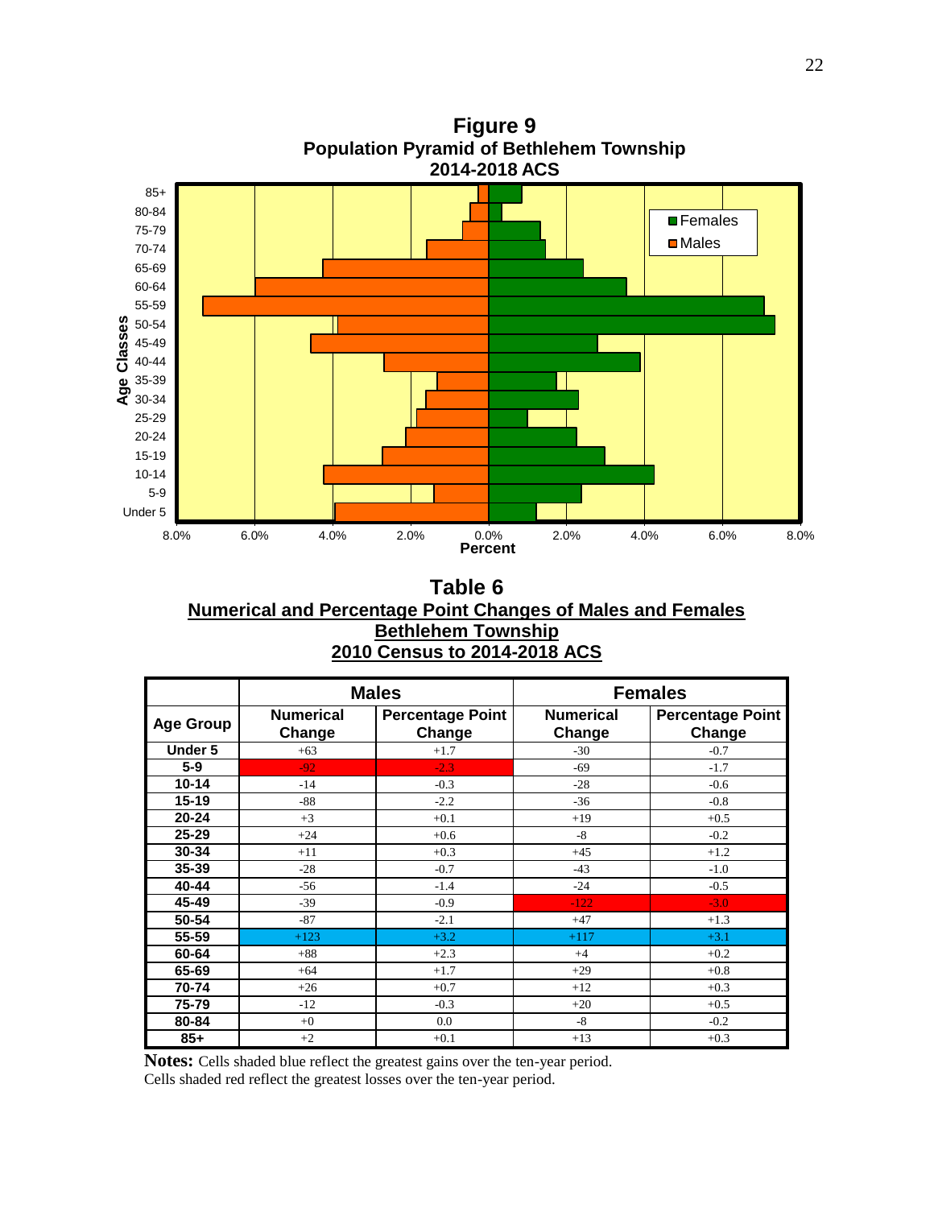**Figure 9**
**Population Pyramid of Bethlehem Township**
**2014-2018 ACS**

Age Classes: 85+, 80-84, 75-79, 70-74, 65-69, 60-64, 55-59, 50-54, 45-49, 40-44, 35-39, 30-34, 25-29, 20-24, 15-19, 10-14, 5-9, Under 5

Legend: Females, Males

Percent: 8.0% 6.0% 4.0% 2.0% 0.0% 2.0% 4.0% 6.0% 8.0%

## Table 6
## Numerical and Percentage Point Changes of Males and Females
## Bethlehem Township
## 2010 Census to 2014-2018 ACS

| | Males | | Females | |
|---|---|---|---|---|
| Age Group | Numerical Change | Percentage Point Change | Numerical Change | Percentage Point Change |
| Under 5 | +63 | +1.7 | -30 | -0.7 |
| 5-9 | -92 | -2.3 | -69 | -1.7 |
| 10-14 | -14 | -0.3 | -28 | -0.6 |
| 15-19 | -88 | -2.2 | -36 | -0.8 |
| 20-24 | +3 | +0.1 | +19 | +0.5 |
| 25-29 | +24 | +0.6 | -8 | -0.2 |
| 30-34 | +11 | +0.3 | +45 | +1.2 |
| 35-39 | -28 | -0.7 | -43 | -1.0 |
| 40-44 | -56 | -1.4 | -24 | -0.5 |
| 45-49 | -39 | -0.9 | -122 | -3.0 |
| 50-54 | -87 | -2.1 | +47 | +1.3 |
| 55-59 | +123 | +3.2 | +117 | +3.1 |
| 60-64 | +88 | +2.3 | +4 | +0.2 |
| 65-69 | +64 | +1.7 | +29 | +0.8 |
| 70-74 | +26 | +0.7 | +12 | +0.3 |
| 75-79 | -12 | -0.3 | +20 | +0.5 |
| 80-84 | +0 | 0.0 | -8 | -0.2 |
| 85+ | +2 | +0.1 | +13 | +0.3 |

**Notes:** Cells shaded blue reflect the greatest gains over the ten-year period.
Cells shaded red reflect the greatest losses over the ten-year period.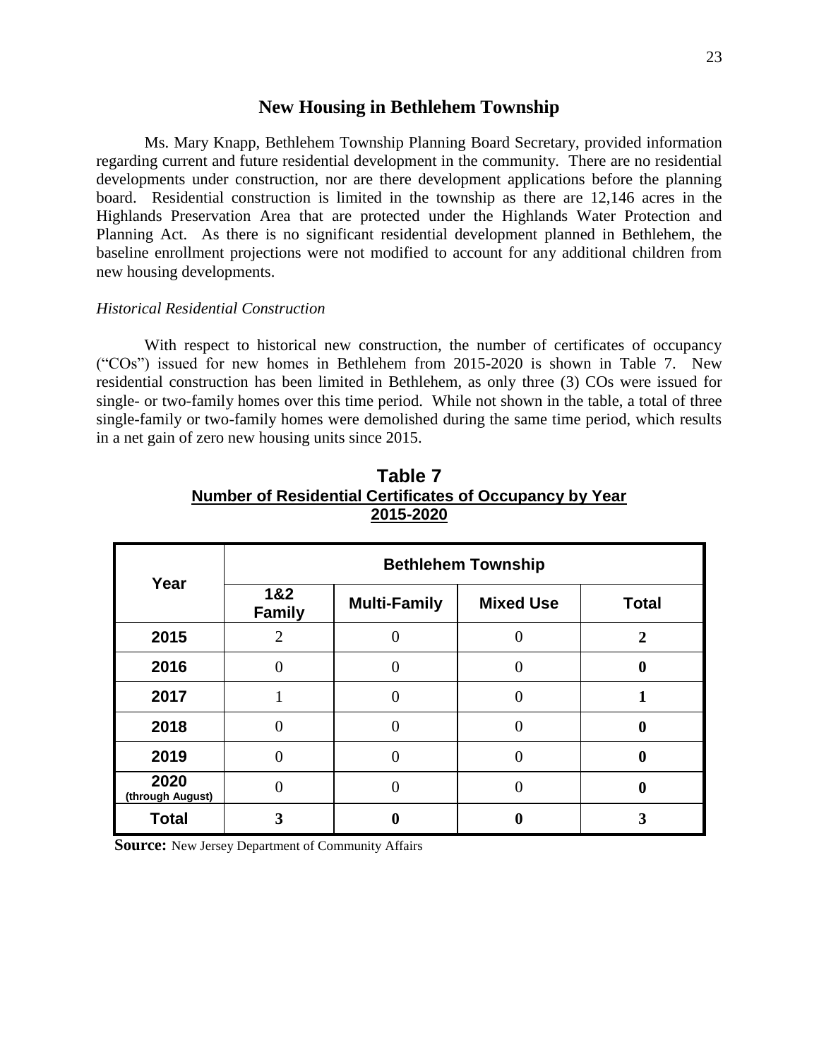## New Housing in Bethlehem Township

Ms. Mary Knapp, Bethlehem Township Planning Board Secretary, provided information regarding current and future residential development in the community. There are no residential developments under construction, nor are there development applications before the planning board. Residential construction is limited in the township as there are 12,146 acres in the Highlands Preservation Area that are protected under the Highlands Water Protection and Planning Act. As there is no significant residential development planned in Bethlehem, the baseline enrollment projections were not modified to account for any additional children from new housing developments.

*Historical Residential Construction*

With respect to historical new construction, the number of certificates of occupancy ("COs") issued for new homes in Bethlehem from 2015-2020 is shown in Table 7. New residential construction has been limited in Bethlehem, as only three (3) COs were issued for single- or two-family homes over this time period. While not shown in the table, a total of three single-family or two-family homes were demolished during the same time period, which results in a net gain of zero new housing units since 2015.

**Table 7**
**Number of Residential Certificates of Occupancy by Year**
**2015-2020**

| Year | Bethlehem Township | | | |
|---|---|---|---|---|
| | 1&2 Family | Multi-Family | Mixed Use | Total |
| **2015** | 2 | 0 | 0 | **2** |
| **2016** | 0 | 0 | 0 | **0** |
| **2017** | 1 | 0 | 0 | **1** |
| **2018** | 0 | 0 | 0 | **0** |
| **2019** | 0 | 0 | 0 | **0** |
| **2020 (through August)** | 0 | 0 | 0 | **0** |
| **Total** | **3** | **0** | **0** | **3** |

**Source:** New Jersey Department of Community Affairs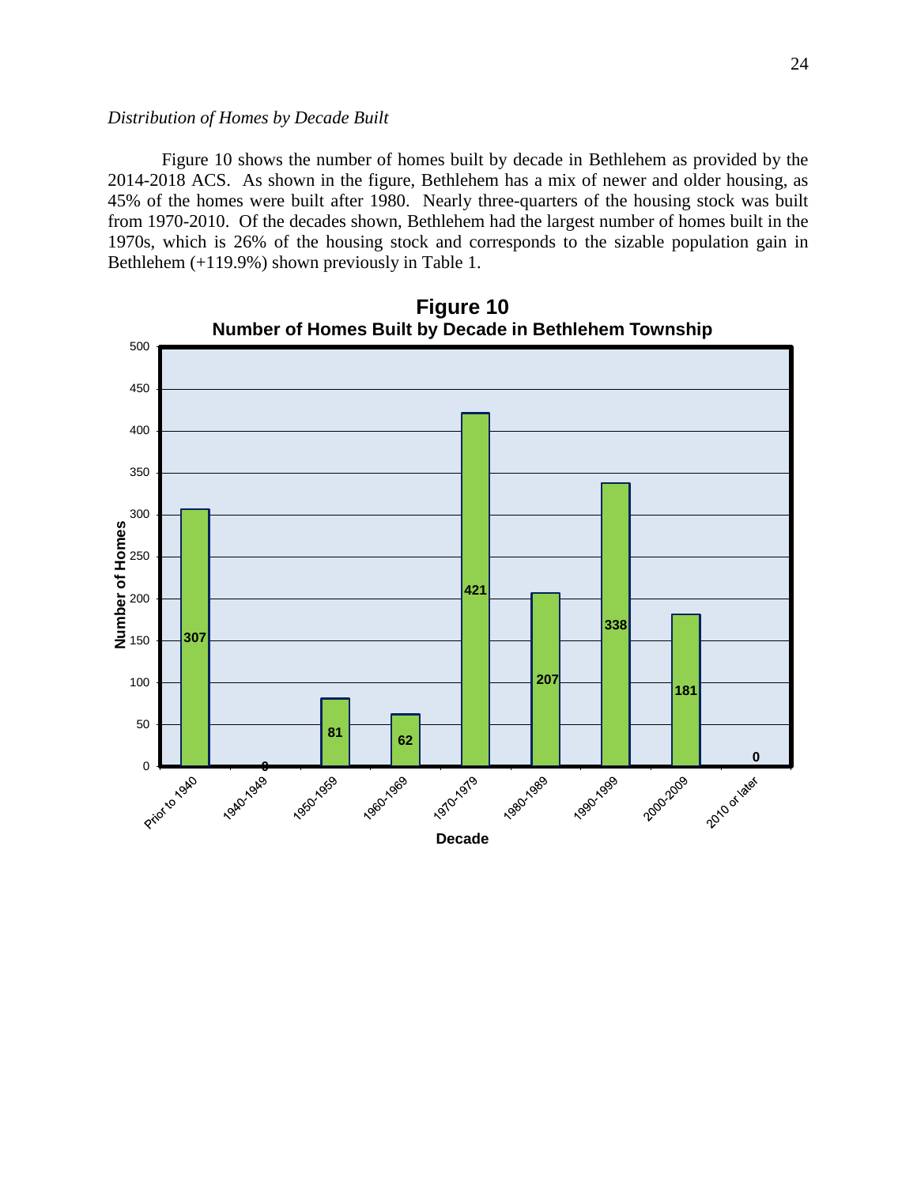*Distribution of Homes by Decade Built*

Figure 10 shows the number of homes built by decade in Bethlehem as provided by the 2014-2018 ACS. As shown in the figure, Bethlehem has a mix of newer and older housing, as 45% of the homes were built after 1980. Nearly three-quarters of the housing stock was built from 1970-2010. Of the decades shown, Bethlehem had the largest number of homes built in the 1970s, which is 26% of the housing stock and corresponds to the sizable population gain in Bethlehem (+119.9%) shown previously in Table 1.

**Figure 10**
**Number of Homes Built by Decade in Bethlehem Township**

| Decade | Number of Homes |
|---|---|
| Prior to 1940 | 307 |
| 1940-1949 | 0 |
| 1950-1959 | 81 |
| 1960-1969 | 62 |
| 1970-1979 | 421 |
| 1980-1989 | 207 |
| 1990-1999 | 338 |
| 2000-2009 | 181 |
| 2010 or later | 0 |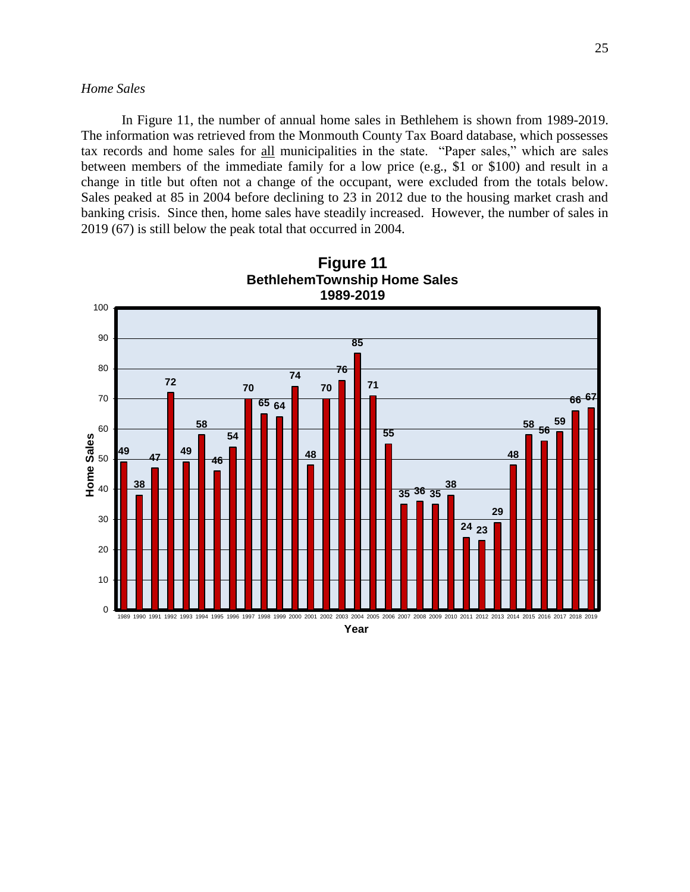*Home Sales*

In Figure 11, the number of annual home sales in Bethlehem is shown from 1989-2019. The information was retrieved from the Monmouth County Tax Board database, which possesses tax records and home sales for <u>all</u> municipalities in the state. "Paper sales," which are sales between members of the immediate family for a low price (e.g., $1 or $100) and result in a change in title but often not a change of the occupant, were excluded from the totals below. Sales peaked at 85 in 2004 before declining to 23 in 2012 due to the housing market crash and banking crisis. Since then, home sales have steadily increased. However, the number of sales in 2019 (67) is still below the peak total that occurred in 2004.

**Figure 11**
**BethlehemTownship Home Sales**
**1989-2019**

| Year | Home Sales |
| --- | --- |
| 1989 | 49 |
| 1990 | 38 |
| 1991 | 47 |
| 1992 | 72 |
| 1993 | 49 |
| 1994 | 58 |
| 1995 | 46 |
| 1996 | 54 |
| 1997 | 70 |
| 1998 | 65 |
| 1999 | 64 |
| 2000 | 74 |
| 2001 | 48 |
| 2002 | 70 |
| 2003 | 76 |
| 2004 | 85 |
| 2005 | 71 |
| 2006 | 55 |
| 2007 | 35 |
| 2008 | 36 |
| 2009 | 35 |
| 2010 | 38 |
| 2011 | 24 |
| 2012 | 23 |
| 2013 | 29 |
| 2014 | 48 |
| 2015 | 58 |
| 2016 | 56 |
| 2017 | 59 |
| 2018 | 66 |
| 2019 | 67 |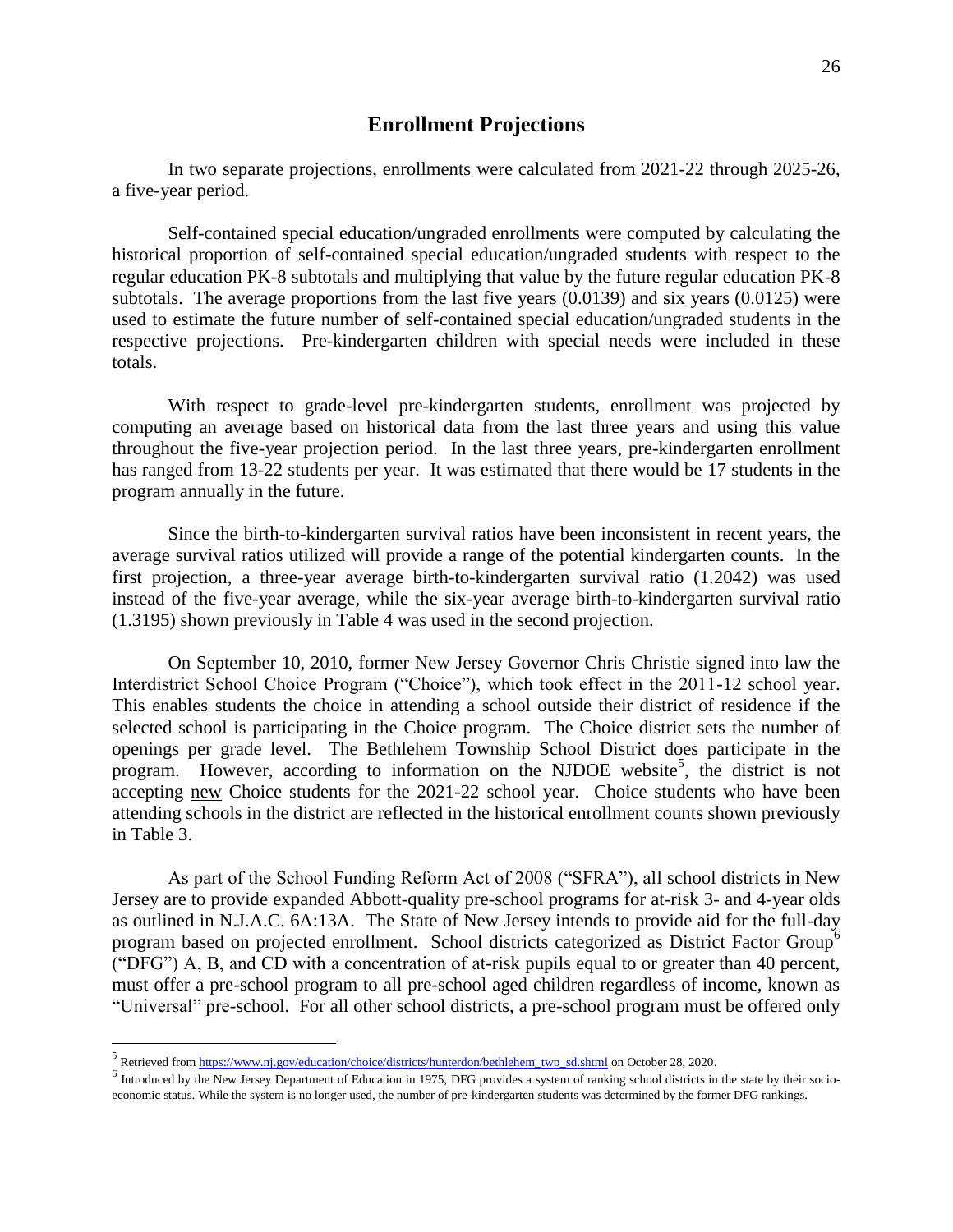## Enrollment Projections

In two separate projections, enrollments were calculated from 2021-22 through 2025-26, a five-year period.

Self-contained special education/ungraded enrollments were computed by calculating the historical proportion of self-contained special education/ungraded students with respect to the regular education PK-8 subtotals and multiplying that value by the future regular education PK-8 subtotals. The average proportions from the last five years (0.0139) and six years (0.0125) were used to estimate the future number of self-contained special education/ungraded students in the respective projections. Pre-kindergarten children with special needs were included in these totals.

With respect to grade-level pre-kindergarten students, enrollment was projected by computing an average based on historical data from the last three years and using this value throughout the five-year projection period. In the last three years, pre-kindergarten enrollment has ranged from 13-22 students per year. It was estimated that there would be 17 students in the program annually in the future.

Since the birth-to-kindergarten survival ratios have been inconsistent in recent years, the average survival ratios utilized will provide a range of the potential kindergarten counts. In the first projection, a three-year average birth-to-kindergarten survival ratio (1.2042) was used instead of the five-year average, while the six-year average birth-to-kindergarten survival ratio (1.3195) shown previously in Table 4 was used in the second projection.

On September 10, 2010, former New Jersey Governor Chris Christie signed into law the Interdistrict School Choice Program ("Choice"), which took effect in the 2011-12 school year. This enables students the choice in attending a school outside their district of residence if the selected school is participating in the Choice program. The Choice district sets the number of openings per grade level. The Bethlehem Township School District does participate in the program. However, according to information on the NJDOE website[5], the district is not accepting <u>new</u> Choice students for the 2021-22 school year. Choice students who have been attending schools in the district are reflected in the historical enrollment counts shown previously in Table 3.

As part of the School Funding Reform Act of 2008 ("SFRA"), all school districts in New Jersey are to provide expanded Abbott-quality pre-school programs for at-risk 3- and 4-year olds as outlined in N.J.A.C. 6A:13A. The State of New Jersey intends to provide aid for the full-day program based on projected enrollment. School districts categorized as District Factor Group[6] ("DFG") A, B, and CD with a concentration of at-risk pupils equal to or greater than 40 percent, must offer a pre-school program to all pre-school aged children regardless of income, known as "Universal" pre-school. For all other school districts, a pre-school program must be offered only

---

[5] Retrieved from https://www.nj.gov/education/choice/districts/hunterdon/bethlehem_twp_sd.shtml on October 28, 2020.

[6] Introduced by the New Jersey Department of Education in 1975, DFG provides a system of ranking school districts in the state by their socio-economic status. While the system is no longer used, the number of pre-kindergarten students was determined by the former DFG rankings.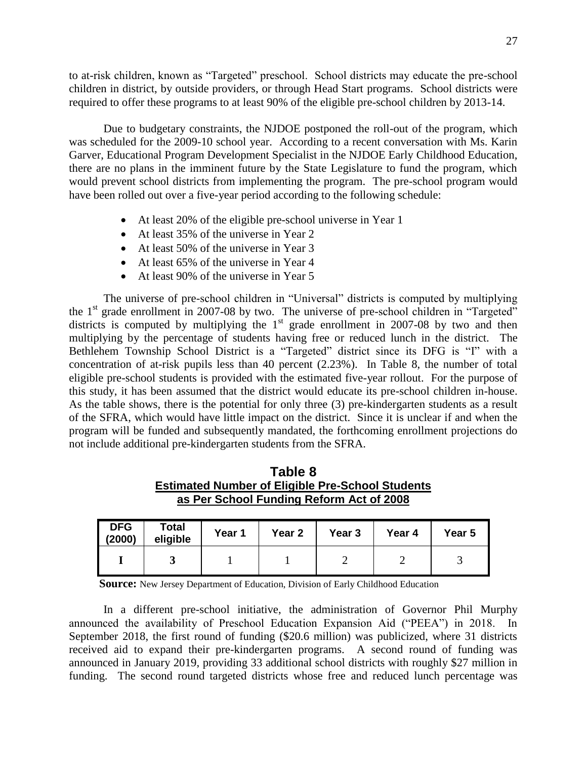to at-risk children, known as "Targeted" preschool. School districts may educate the pre-school children in district, by outside providers, or through Head Start programs. School districts were required to offer these programs to at least 90% of the eligible pre-school children by 2013-14.

Due to budgetary constraints, the NJDOE postponed the roll-out of the program, which was scheduled for the 2009-10 school year. According to a recent conversation with Ms. Karin Garver, Educational Program Development Specialist in the NJDOE Early Childhood Education, there are no plans in the imminent future by the State Legislature to fund the program, which would prevent school districts from implementing the program. The pre-school program would have been rolled out over a five-year period according to the following schedule:

- At least 20% of the eligible pre-school universe in Year 1
- At least 35% of the universe in Year 2
- At least 50% of the universe in Year 3
- At least 65% of the universe in Year 4
- At least 90% of the universe in Year 5

The universe of pre-school children in "Universal" districts is computed by multiplying the 1st grade enrollment in 2007-08 by two. The universe of pre-school children in "Targeted" districts is computed by multiplying the 1st grade enrollment in 2007-08 by two and then multiplying by the percentage of students having free or reduced lunch in the district. The Bethlehem Township School District is a "Targeted" district since its DFG is "I" with a concentration of at-risk pupils less than 40 percent (2.23%). In Table 8, the number of total eligible pre-school students is provided with the estimated five-year rollout. For the purpose of this study, it has been assumed that the district would educate its pre-school children in-house. As the table shows, there is the potential for only three (3) pre-kindergarten students as a result of the SFRA, which would have little impact on the district. Since it is unclear if and when the program will be funded and subsequently mandated, the forthcoming enrollment projections do not include additional pre-kindergarten students from the SFRA.

**Table 8**
**Estimated Number of Eligible Pre-School Students as Per School Funding Reform Act of 2008**

| DFG (2000) | Total eligible | Year 1 | Year 2 | Year 3 | Year 4 | Year 5 |
|---|---|---|---|---|---|---|
| **I** | **3** | 1 | 1 | 2 | 2 | 3 |

**Source:** New Jersey Department of Education, Division of Early Childhood Education

In a different pre-school initiative, the administration of Governor Phil Murphy announced the availability of Preschool Education Expansion Aid ("PEEA") in 2018. In September 2018, the first round of funding ($20.6 million) was publicized, where 31 districts received aid to expand their pre-kindergarten programs. A second round of funding was announced in January 2019, providing 33 additional school districts with roughly $27 million in funding. The second round targeted districts whose free and reduced lunch percentage was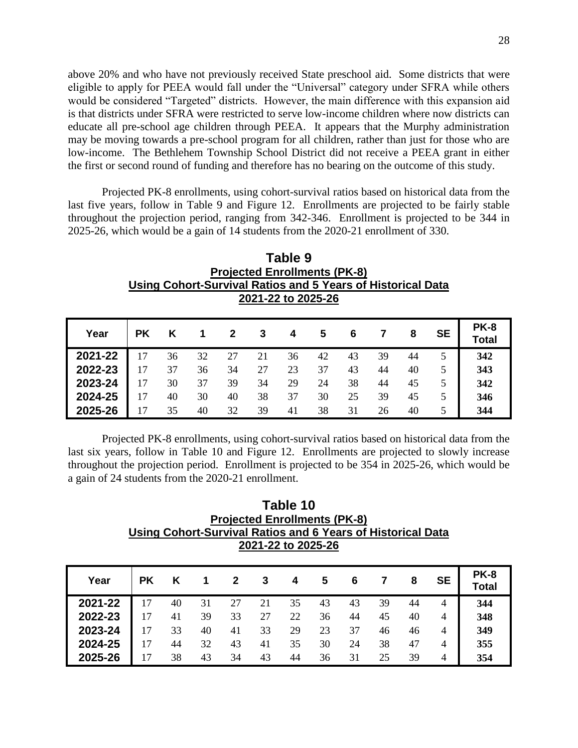above 20% and who have not previously received State preschool aid. Some districts that were eligible to apply for PEEA would fall under the "Universal" category under SFRA while others would be considered "Targeted" districts. However, the main difference with this expansion aid is that districts under SFRA were restricted to serve low-income children where now districts can educate all pre-school age children through PEEA. It appears that the Murphy administration may be moving towards a pre-school program for all children, rather than just for those who are low-income. The Bethlehem Township School District did not receive a PEEA grant in either the first or second round of funding and therefore has no bearing on the outcome of this study.

Projected PK-8 enrollments, using cohort-survival ratios based on historical data from the last five years, follow in Table 9 and Figure 12. Enrollments are projected to be fairly stable throughout the projection period, ranging from 342-346. Enrollment is projected to be 344 in 2025-26, which would be a gain of 14 students from the 2020-21 enrollment of 330.

**Table 9**
**Projected Enrollments (PK-8)**
**Using Cohort-Survival Ratios and 5 Years of Historical Data**
**2021-22 to 2025-26**

| Year | PK | K | 1 | 2 | 3 | 4 | 5 | 6 | 7 | 8 | SE | PK-8 Total |
|---|---|---|---|---|---|---|---|---|---|---|---|---|
| 2021-22 | 17 | 36 | 32 | 27 | 21 | 36 | 42 | 43 | 39 | 44 | 5 | **342** |
| 2022-23 | 17 | 37 | 36 | 34 | 27 | 23 | 37 | 43 | 44 | 40 | 5 | **343** |
| 2023-24 | 17 | 30 | 37 | 39 | 34 | 29 | 24 | 38 | 44 | 45 | 5 | **342** |
| 2024-25 | 17 | 40 | 30 | 40 | 38 | 37 | 30 | 25 | 39 | 45 | 5 | **346** |
| 2025-26 | 17 | 35 | 40 | 32 | 39 | 41 | 38 | 31 | 26 | 40 | 5 | **344** |

Projected PK-8 enrollments, using cohort-survival ratios based on historical data from the last six years, follow in Table 10 and Figure 12. Enrollments are projected to slowly increase throughout the projection period. Enrollment is projected to be 354 in 2025-26, which would be a gain of 24 students from the 2020-21 enrollment.

**Table 10**
**Projected Enrollments (PK-8)**
**Using Cohort-Survival Ratios and 6 Years of Historical Data**
**2021-22 to 2025-26**

| Year | PK | K | 1 | 2 | 3 | 4 | 5 | 6 | 7 | 8 | SE | PK-8 Total |
|---|---|---|---|---|---|---|---|---|---|---|---|---|
| 2021-22 | 17 | 40 | 31 | 27 | 21 | 35 | 43 | 43 | 39 | 44 | 4 | **344** |
| 2022-23 | 17 | 41 | 39 | 33 | 27 | 22 | 36 | 44 | 45 | 40 | 4 | **348** |
| 2023-24 | 17 | 33 | 40 | 41 | 33 | 29 | 23 | 37 | 46 | 46 | 4 | **349** |
| 2024-25 | 17 | 44 | 32 | 43 | 41 | 35 | 30 | 24 | 38 | 47 | 4 | **355** |
| 2025-26 | 17 | 38 | 43 | 34 | 43 | 44 | 36 | 31 | 25 | 39 | 4 | **354** |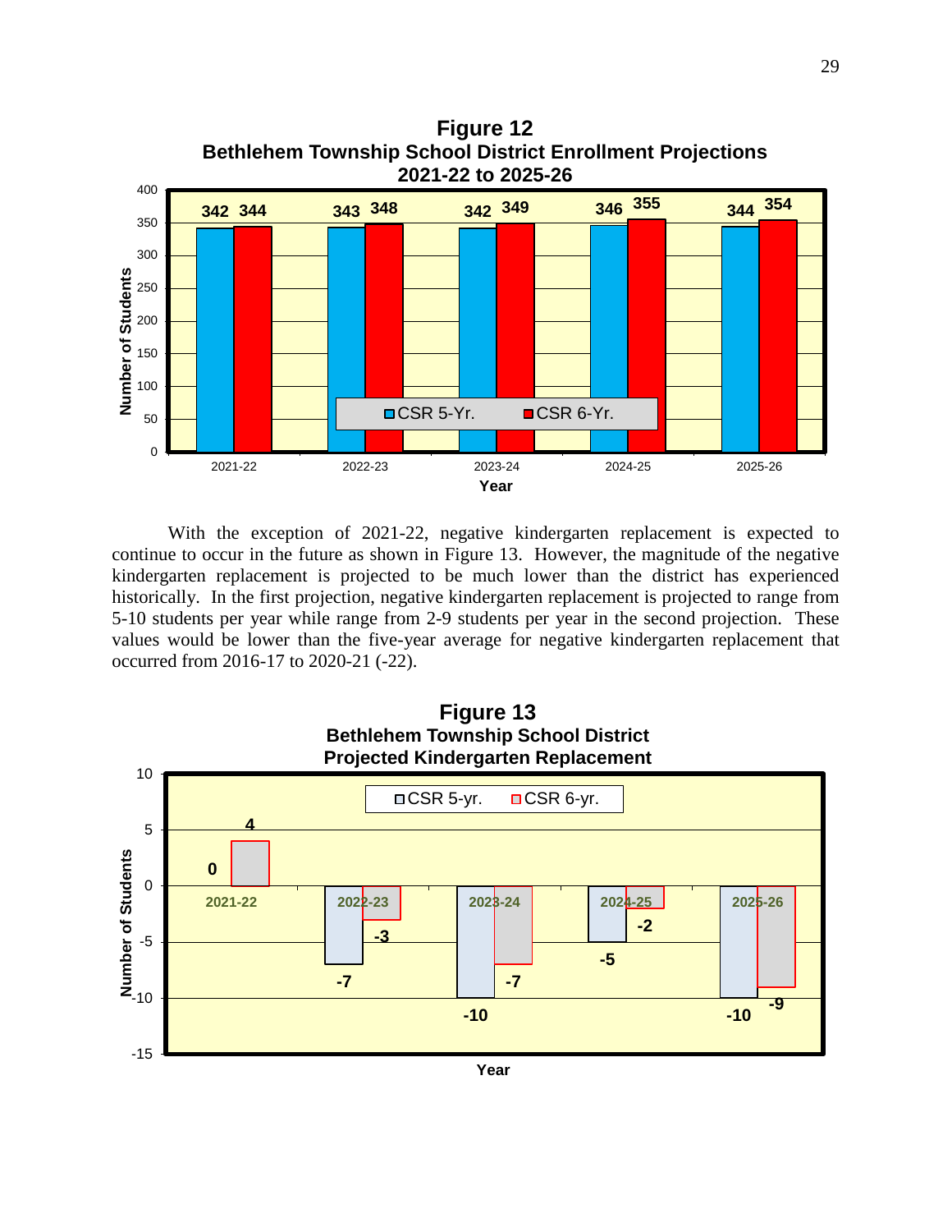**Figure 12**
**Bethlehem Township School District Enrollment Projections**
**2021-22 to 2025-26**

| Year | CSR 5-Yr. | CSR 6-Yr. |
|---|---|---|
| 2021-22 | 342 | 344 |
| 2022-23 | 343 | 348 |
| 2023-24 | 342 | 349 |
| 2024-25 | 346 | 355 |
| 2025-26 | 344 | 354 |

With the exception of 2021-22, negative kindergarten replacement is expected to continue to occur in the future as shown in Figure 13. However, the magnitude of the negative kindergarten replacement is projected to be much lower than the district has experienced historically. In the first projection, negative kindergarten replacement is projected to range from 5-10 students per year while range from 2-9 students per year in the second projection. These values would be lower than the five-year average for negative kindergarten replacement that occurred from 2016-17 to 2020-21 (-22).

**Figure 13**
**Bethlehem Township School District**
**Projected Kindergarten Replacement**

| Year | CSR 5-yr. | CSR 6-yr. |
|---|---|---|
| 2021-22 | 0 | 4 |
| 2022-23 | -7 | -3 |
| 2023-24 | -10 | -7 |
| 2024-25 | -5 | -2 |
| 2025-26 | -10 | -9 |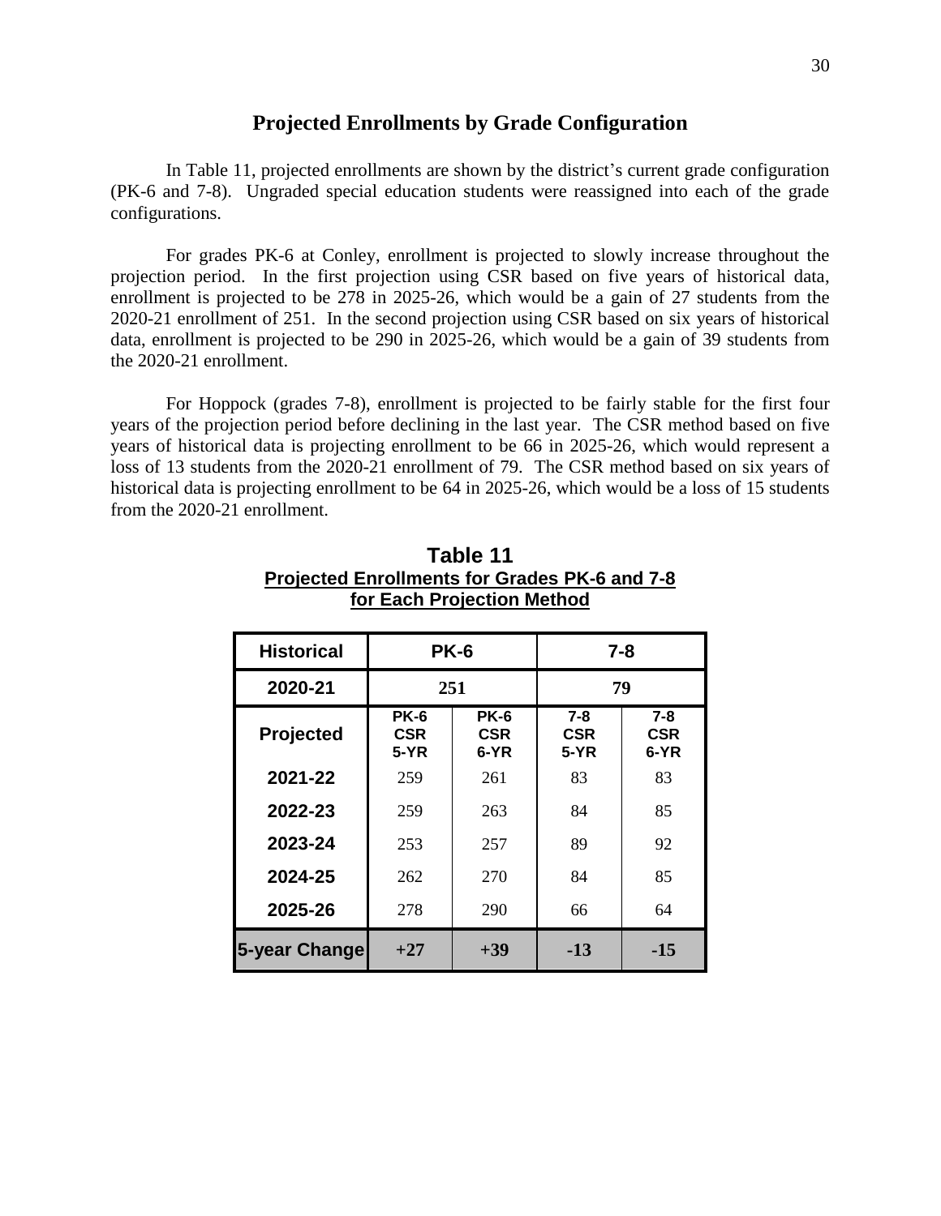## Projected Enrollments by Grade Configuration

In Table 11, projected enrollments are shown by the district's current grade configuration (PK-6 and 7-8). Ungraded special education students were reassigned into each of the grade configurations.

For grades PK-6 at Conley, enrollment is projected to slowly increase throughout the projection period. In the first projection using CSR based on five years of historical data, enrollment is projected to be 278 in 2025-26, which would be a gain of 27 students from the 2020-21 enrollment of 251. In the second projection using CSR based on six years of historical data, enrollment is projected to be 290 in 2025-26, which would be a gain of 39 students from the 2020-21 enrollment.

For Hoppock (grades 7-8), enrollment is projected to be fairly stable for the first four years of the projection period before declining in the last year. The CSR method based on five years of historical data is projecting enrollment to be 66 in 2025-26, which would represent a loss of 13 students from the 2020-21 enrollment of 79. The CSR method based on six years of historical data is projecting enrollment to be 64 in 2025-26, which would be a loss of 15 students from the 2020-21 enrollment.

**Table 11**
**Projected Enrollments for Grades PK-6 and 7-8 for Each Projection Method**

| Historical | PK-6 | | 7-8 | |
|---|---|---|---|---|
| 2020-21 | 251 | | 79 | |
| **Projected** | **PK-6 CSR 5-YR** | **PK-6 CSR 6-YR** | **7-8 CSR 5-YR** | **7-8 CSR 6-YR** |
| 2021-22 | 259 | 261 | 83 | 83 |
| 2022-23 | 259 | 263 | 84 | 85 |
| 2023-24 | 253 | 257 | 89 | 92 |
| 2024-25 | 262 | 270 | 84 | 85 |
| 2025-26 | 278 | 290 | 66 | 64 |
| **5-year Change** | **+27** | **+39** | **-13** | **-15** |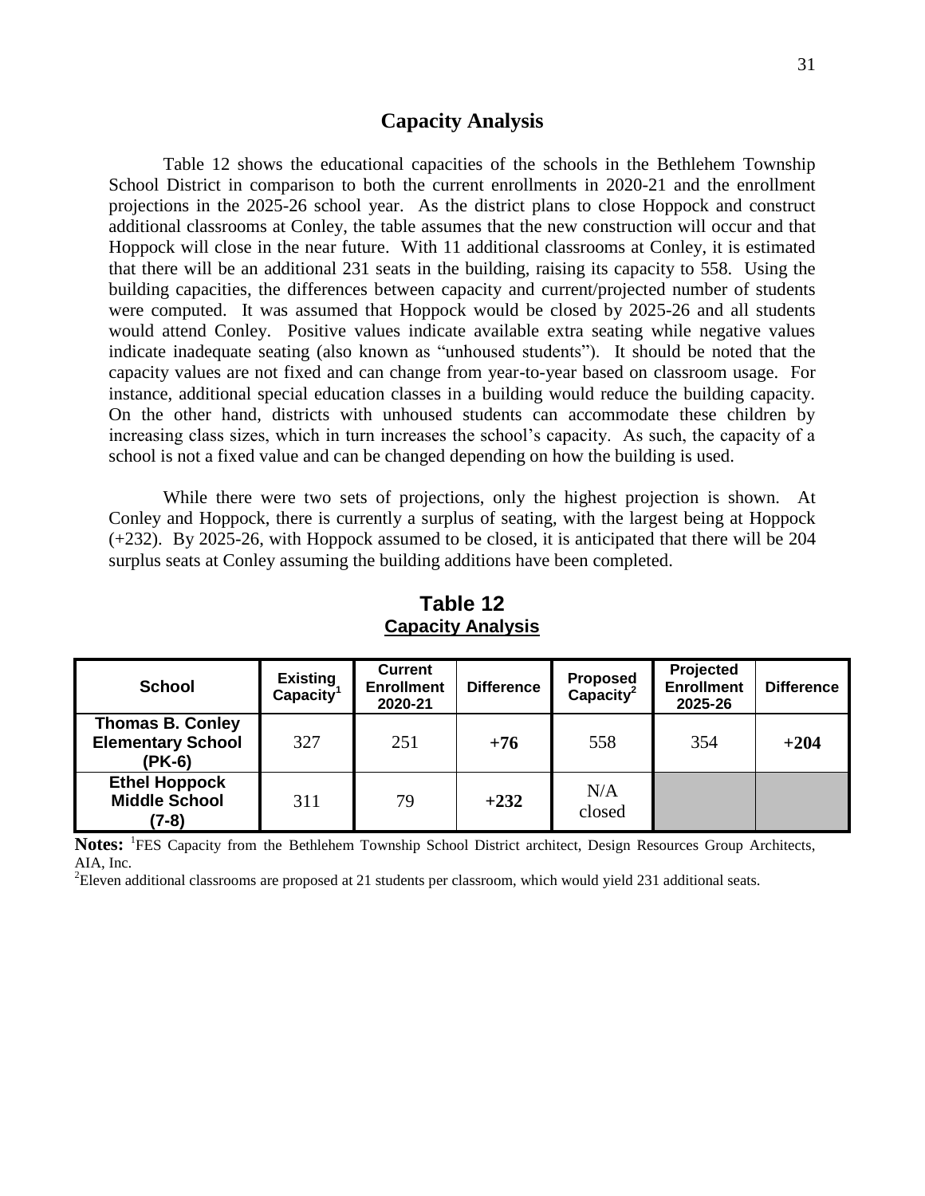## Capacity Analysis

Table 12 shows the educational capacities of the schools in the Bethlehem Township School District in comparison to both the current enrollments in 2020-21 and the enrollment projections in the 2025-26 school year. As the district plans to close Hoppock and construct additional classrooms at Conley, the table assumes that the new construction will occur and that Hoppock will close in the near future. With 11 additional classrooms at Conley, it is estimated that there will be an additional 231 seats in the building, raising its capacity to 558. Using the building capacities, the differences between capacity and current/projected number of students were computed. It was assumed that Hoppock would be closed by 2025-26 and all students would attend Conley. Positive values indicate available extra seating while negative values indicate inadequate seating (also known as "unhoused students"). It should be noted that the capacity values are not fixed and can change from year-to-year based on classroom usage. For instance, additional special education classes in a building would reduce the building capacity. On the other hand, districts with unhoused students can accommodate these children by increasing class sizes, which in turn increases the school's capacity. As such, the capacity of a school is not a fixed value and can be changed depending on how the building is used.

While there were two sets of projections, only the highest projection is shown. At Conley and Hoppock, there is currently a surplus of seating, with the largest being at Hoppock (+232). By 2025-26, with Hoppock assumed to be closed, it is anticipated that there will be 204 surplus seats at Conley assuming the building additions have been completed.

**Table 12**
**Capacity Analysis**

| School | Existing Capacity[1] | Current Enrollment 2020-21 | Difference | Proposed Capacity[2] | Projected Enrollment 2025-26 | Difference |
|---|---|---|---|---|---|---|
| **Thomas B. Conley Elementary School (PK-6)** | 327 | 251 | **+76** | 558 | 354 | **+204** |
| **Ethel Hoppock Middle School (7-8)** | 311 | 79 | **+232** | N/A closed | | |

**Notes:** [1]FES Capacity from the Bethlehem Township School District architect, Design Resources Group Architects, AIA, Inc.
[2]Eleven additional classrooms are proposed at 21 students per classroom, which would yield 231 additional seats.